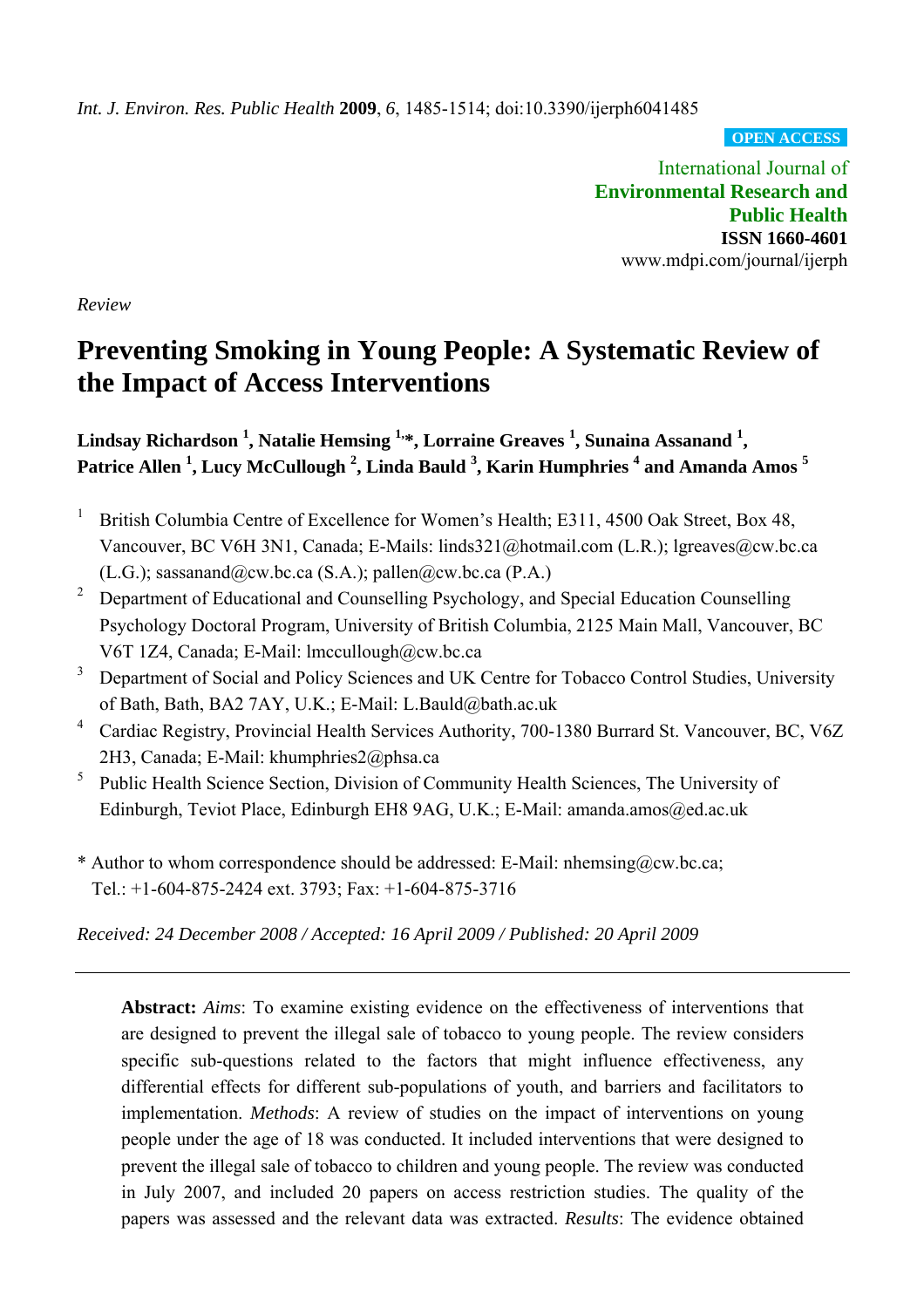*Int. J. Environ. Res. Public Health* **2009**, *6*, 1485-1514; doi:10.3390/ijerph6041485

**OPEN ACCESS**

International Journal of
**Environmental Research and Public Health**
**ISSN 1660-4601**
www.mdpi.com/journal/ijerph

*Review*

# Preventing Smoking in Young People: A Systematic Review of the Impact of Access Interventions

**Lindsay Richardson [1], Natalie Hemsing [1,]*, Lorraine Greaves [1], Sunaina Assanand [1], Patrice Allen [1], Lucy McCullough [2], Linda Bauld [3], Karin Humphries [4] and Amanda Amos [5]**

[1] British Columbia Centre of Excellence for Women's Health; E311, 4500 Oak Street, Box 48, Vancouver, BC V6H 3N1, Canada; E-Mails: linds321@hotmail.com (L.R.); lgreaves@cw.bc.ca (L.G.); sassanand@cw.bc.ca (S.A.); pallen@cw.bc.ca (P.A.)

[2] Department of Educational and Counselling Psychology, and Special Education Counselling Psychology Doctoral Program, University of British Columbia, 2125 Main Mall, Vancouver, BC V6T 1Z4, Canada; E-Mail: lmccullough@cw.bc.ca

[3] Department of Social and Policy Sciences and UK Centre for Tobacco Control Studies, University of Bath, Bath, BA2 7AY, U.K.; E-Mail: L.Bauld@bath.ac.uk

[4] Cardiac Registry, Provincial Health Services Authority, 700-1380 Burrard St. Vancouver, BC, V6Z 2H3, Canada; E-Mail: khumphries2@phsa.ca

[5] Public Health Science Section, Division of Community Health Sciences, The University of Edinburgh, Teviot Place, Edinburgh EH8 9AG, U.K.; E-Mail: amanda.amos@ed.ac.uk

\* Author to whom correspondence should be addressed: E-Mail: nhemsing@cw.bc.ca; Tel.: +1-604-875-2424 ext. 3793; Fax: +1-604-875-3716

*Received: 24 December 2008 / Accepted: 16 April 2009 / Published: 20 April 2009*

---

**Abstract:** *Aims*: To examine existing evidence on the effectiveness of interventions that are designed to prevent the illegal sale of tobacco to young people. The review considers specific sub-questions related to the factors that might influence effectiveness, any differential effects for different sub-populations of youth, and barriers and facilitators to implementation. *Methods*: A review of studies on the impact of interventions on young people under the age of 18 was conducted. It included interventions that were designed to prevent the illegal sale of tobacco to children and young people. The review was conducted in July 2007, and included 20 papers on access restriction studies. The quality of the papers was assessed and the relevant data was extracted. *Results*: The evidence obtained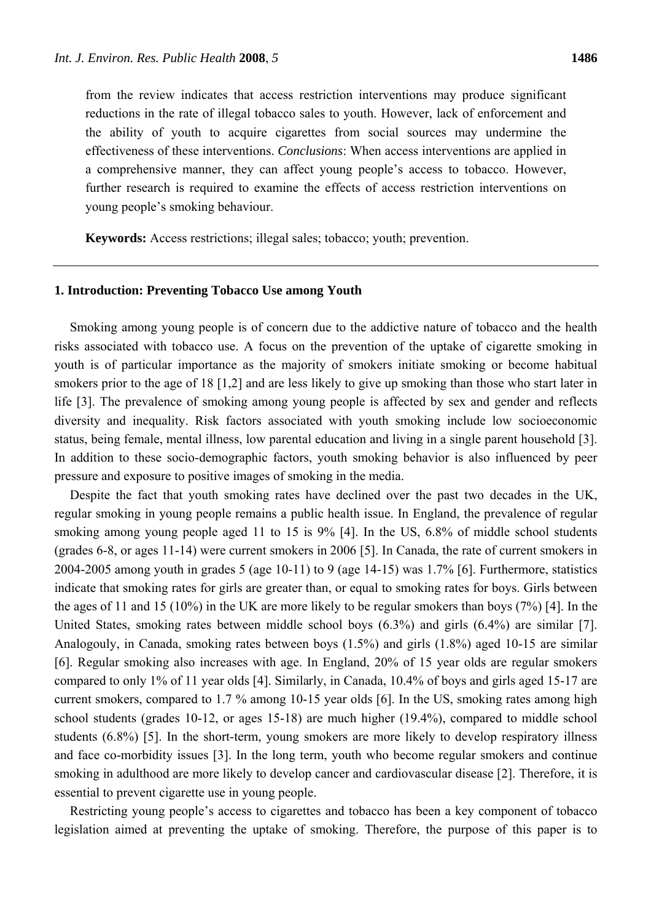from the review indicates that access restriction interventions may produce significant reductions in the rate of illegal tobacco sales to youth. However, lack of enforcement and the ability of youth to acquire cigarettes from social sources may undermine the effectiveness of these interventions. *Conclusions*: When access interventions are applied in a comprehensive manner, they can affect young people's access to tobacco. However, further research is required to examine the effects of access restriction interventions on young people's smoking behaviour.

**Keywords:** Access restrictions; illegal sales; tobacco; youth; prevention.

## 1. Introduction: Preventing Tobacco Use among Youth

Smoking among young people is of concern due to the addictive nature of tobacco and the health risks associated with tobacco use. A focus on the prevention of the uptake of cigarette smoking in youth is of particular importance as the majority of smokers initiate smoking or become habitual smokers prior to the age of 18 [1,2] and are less likely to give up smoking than those who start later in life [3]. The prevalence of smoking among young people is affected by sex and gender and reflects diversity and inequality. Risk factors associated with youth smoking include low socioeconomic status, being female, mental illness, low parental education and living in a single parent household [3]. In addition to these socio-demographic factors, youth smoking behavior is also influenced by peer pressure and exposure to positive images of smoking in the media.

Despite the fact that youth smoking rates have declined over the past two decades in the UK, regular smoking in young people remains a public health issue. In England, the prevalence of regular smoking among young people aged 11 to 15 is 9% [4]. In the US, 6.8% of middle school students (grades 6-8, or ages 11-14) were current smokers in 2006 [5]. In Canada, the rate of current smokers in 2004-2005 among youth in grades 5 (age 10-11) to 9 (age 14-15) was 1.7% [6]. Furthermore, statistics indicate that smoking rates for girls are greater than, or equal to smoking rates for boys. Girls between the ages of 11 and 15 (10%) in the UK are more likely to be regular smokers than boys (7%) [4]. In the United States, smoking rates between middle school boys (6.3%) and girls (6.4%) are similar [7]. Analogouly, in Canada, smoking rates between boys (1.5%) and girls (1.8%) aged 10-15 are similar [6]. Regular smoking also increases with age. In England, 20% of 15 year olds are regular smokers compared to only 1% of 11 year olds [4]. Similarly, in Canada, 10.4% of boys and girls aged 15-17 are current smokers, compared to 1.7 % among 10-15 year olds [6]. In the US, smoking rates among high school students (grades 10-12, or ages 15-18) are much higher (19.4%), compared to middle school students (6.8%) [5]. In the short-term, young smokers are more likely to develop respiratory illness and face co-morbidity issues [3]. In the long term, youth who become regular smokers and continue smoking in adulthood are more likely to develop cancer and cardiovascular disease [2]. Therefore, it is essential to prevent cigarette use in young people.

Restricting young people's access to cigarettes and tobacco has been a key component of tobacco legislation aimed at preventing the uptake of smoking. Therefore, the purpose of this paper is to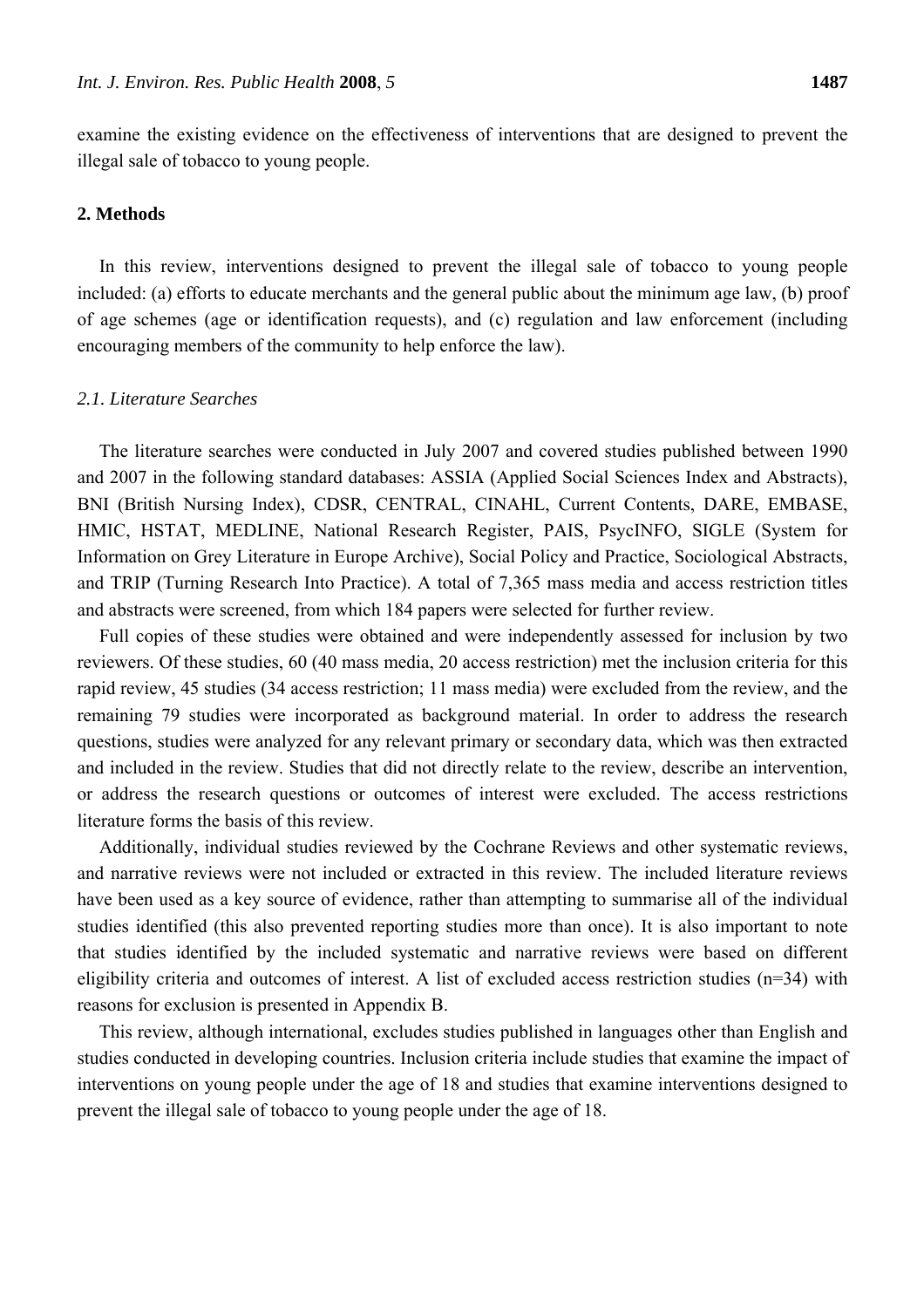examine the existing evidence on the effectiveness of interventions that are designed to prevent the illegal sale of tobacco to young people.

## 2. Methods

In this review, interventions designed to prevent the illegal sale of tobacco to young people included: (a) efforts to educate merchants and the general public about the minimum age law, (b) proof of age schemes (age or identification requests), and (c) regulation and law enforcement (including encouraging members of the community to help enforce the law).

### *2.1. Literature Searches*

The literature searches were conducted in July 2007 and covered studies published between 1990 and 2007 in the following standard databases: ASSIA (Applied Social Sciences Index and Abstracts), BNI (British Nursing Index), CDSR, CENTRAL, CINAHL, Current Contents, DARE, EMBASE, HMIC, HSTAT, MEDLINE, National Research Register, PAIS, PsycINFO, SIGLE (System for Information on Grey Literature in Europe Archive), Social Policy and Practice, Sociological Abstracts, and TRIP (Turning Research Into Practice). A total of 7,365 mass media and access restriction titles and abstracts were screened, from which 184 papers were selected for further review.

Full copies of these studies were obtained and were independently assessed for inclusion by two reviewers. Of these studies, 60 (40 mass media, 20 access restriction) met the inclusion criteria for this rapid review, 45 studies (34 access restriction; 11 mass media) were excluded from the review, and the remaining 79 studies were incorporated as background material. In order to address the research questions, studies were analyzed for any relevant primary or secondary data, which was then extracted and included in the review. Studies that did not directly relate to the review, describe an intervention, or address the research questions or outcomes of interest were excluded. The access restrictions literature forms the basis of this review.

Additionally, individual studies reviewed by the Cochrane Reviews and other systematic reviews, and narrative reviews were not included or extracted in this review. The included literature reviews have been used as a key source of evidence, rather than attempting to summarise all of the individual studies identified (this also prevented reporting studies more than once). It is also important to note that studies identified by the included systematic and narrative reviews were based on different eligibility criteria and outcomes of interest. A list of excluded access restriction studies (n=34) with reasons for exclusion is presented in Appendix B.

This review, although international, excludes studies published in languages other than English and studies conducted in developing countries. Inclusion criteria include studies that examine the impact of interventions on young people under the age of 18 and studies that examine interventions designed to prevent the illegal sale of tobacco to young people under the age of 18.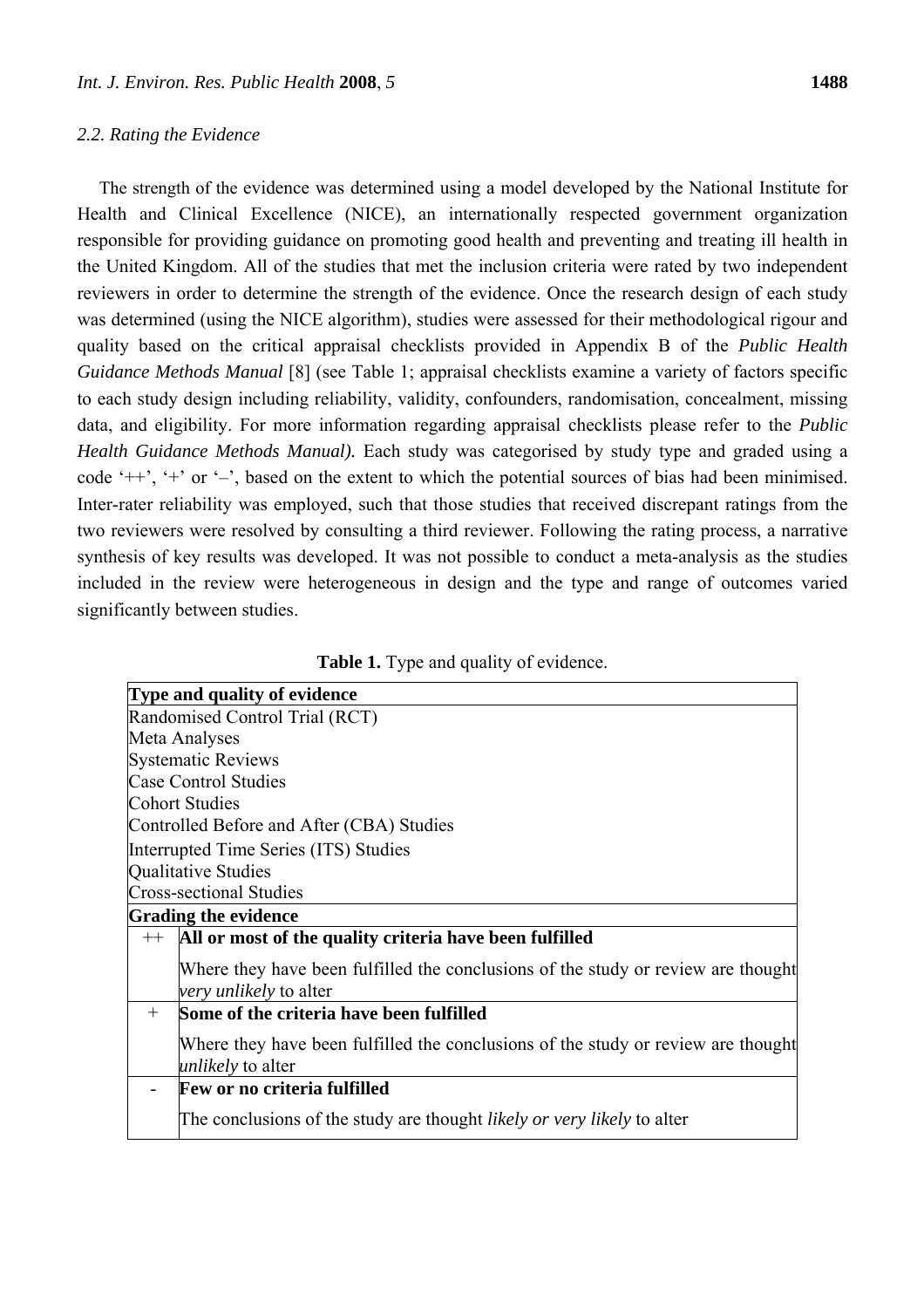### 2.2. Rating the Evidence

The strength of the evidence was determined using a model developed by the National Institute for Health and Clinical Excellence (NICE), an internationally respected government organization responsible for providing guidance on promoting good health and preventing and treating ill health in the United Kingdom. All of the studies that met the inclusion criteria were rated by two independent reviewers in order to determine the strength of the evidence. Once the research design of each study was determined (using the NICE algorithm), studies were assessed for their methodological rigour and quality based on the critical appraisal checklists provided in Appendix B of the *Public Health Guidance Methods Manual* [8] (see Table 1; appraisal checklists examine a variety of factors specific to each study design including reliability, validity, confounders, randomisation, concealment, missing data, and eligibility. For more information regarding appraisal checklists please refer to the *Public Health Guidance Methods Manual).* Each study was categorised by study type and graded using a code '++', '+' or '–', based on the extent to which the potential sources of bias had been minimised. Inter-rater reliability was employed, such that those studies that received discrepant ratings from the two reviewers were resolved by consulting a third reviewer. Following the rating process, a narrative synthesis of key results was developed. It was not possible to conduct a meta-analysis as the studies included in the review were heterogeneous in design and the type and range of outcomes varied significantly between studies.

**Table 1.** Type and quality of evidence.

| **Type and quality of evidence** | |
|---|---|
| Randomised Control Trial (RCT) | |
| Meta Analyses | |
| Systematic Reviews | |
| Case Control Studies | |
| Cohort Studies | |
| Controlled Before and After (CBA) Studies | |
| Interrupted Time Series (ITS) Studies | |
| Qualitative Studies | |
| Cross-sectional Studies | |
| **Grading the evidence** | |
| ++ | **All or most of the quality criteria have been fulfilled**<br>Where they have been fulfilled the conclusions of the study or review are thought *very unlikely* to alter |
| + | **Some of the criteria have been fulfilled**<br>Where they have been fulfilled the conclusions of the study or review are thought *unlikely* to alter |
| - | **Few or no criteria fulfilled**<br>The conclusions of the study are thought *likely or very likely* to alter |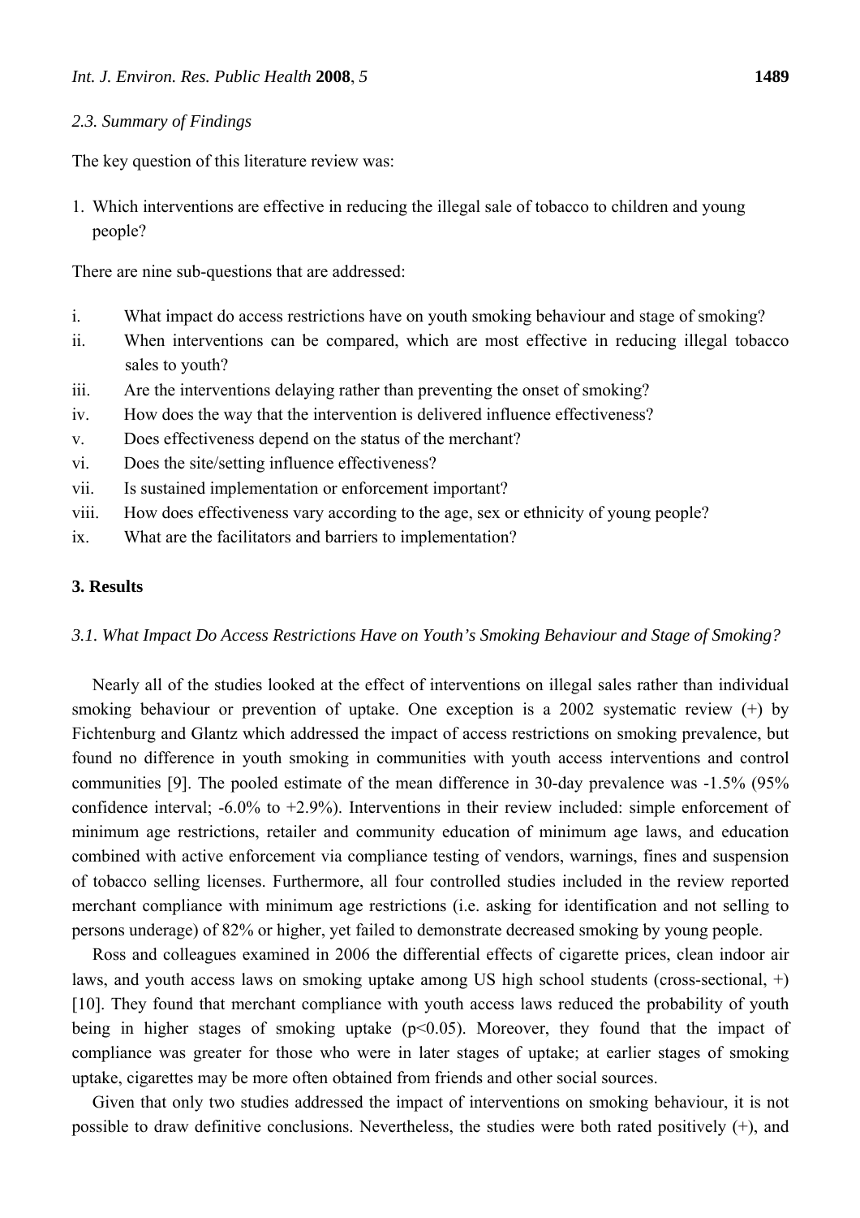### 2.3. Summary of Findings

The key question of this literature review was:

1. Which interventions are effective in reducing the illegal sale of tobacco to children and young people?

There are nine sub-questions that are addressed:

i. What impact do access restrictions have on youth smoking behaviour and stage of smoking?
ii. When interventions can be compared, which are most effective in reducing illegal tobacco sales to youth?
iii. Are the interventions delaying rather than preventing the onset of smoking?
iv. How does the way that the intervention is delivered influence effectiveness?
v. Does effectiveness depend on the status of the merchant?
vi. Does the site/setting influence effectiveness?
vii. Is sustained implementation or enforcement important?
viii. How does effectiveness vary according to the age, sex or ethnicity of young people?
ix. What are the facilitators and barriers to implementation?

## 3. Results

### 3.1. What Impact Do Access Restrictions Have on Youth's Smoking Behaviour and Stage of Smoking?

Nearly all of the studies looked at the effect of interventions on illegal sales rather than individual smoking behaviour or prevention of uptake. One exception is a 2002 systematic review (+) by Fichtenburg and Glantz which addressed the impact of access restrictions on smoking prevalence, but found no difference in youth smoking in communities with youth access interventions and control communities [9]. The pooled estimate of the mean difference in 30-day prevalence was -1.5% (95% confidence interval; -6.0% to +2.9%). Interventions in their review included: simple enforcement of minimum age restrictions, retailer and community education of minimum age laws, and education combined with active enforcement via compliance testing of vendors, warnings, fines and suspension of tobacco selling licenses. Furthermore, all four controlled studies included in the review reported merchant compliance with minimum age restrictions (i.e. asking for identification and not selling to persons underage) of 82% or higher, yet failed to demonstrate decreased smoking by young people.

Ross and colleagues examined in 2006 the differential effects of cigarette prices, clean indoor air laws, and youth access laws on smoking uptake among US high school students (cross-sectional, +) [10]. They found that merchant compliance with youth access laws reduced the probability of youth being in higher stages of smoking uptake ($p<0.05$). Moreover, they found that the impact of compliance was greater for those who were in later stages of uptake; at earlier stages of smoking uptake, cigarettes may be more often obtained from friends and other social sources.

Given that only two studies addressed the impact of interventions on smoking behaviour, it is not possible to draw definitive conclusions. Nevertheless, the studies were both rated positively (+), and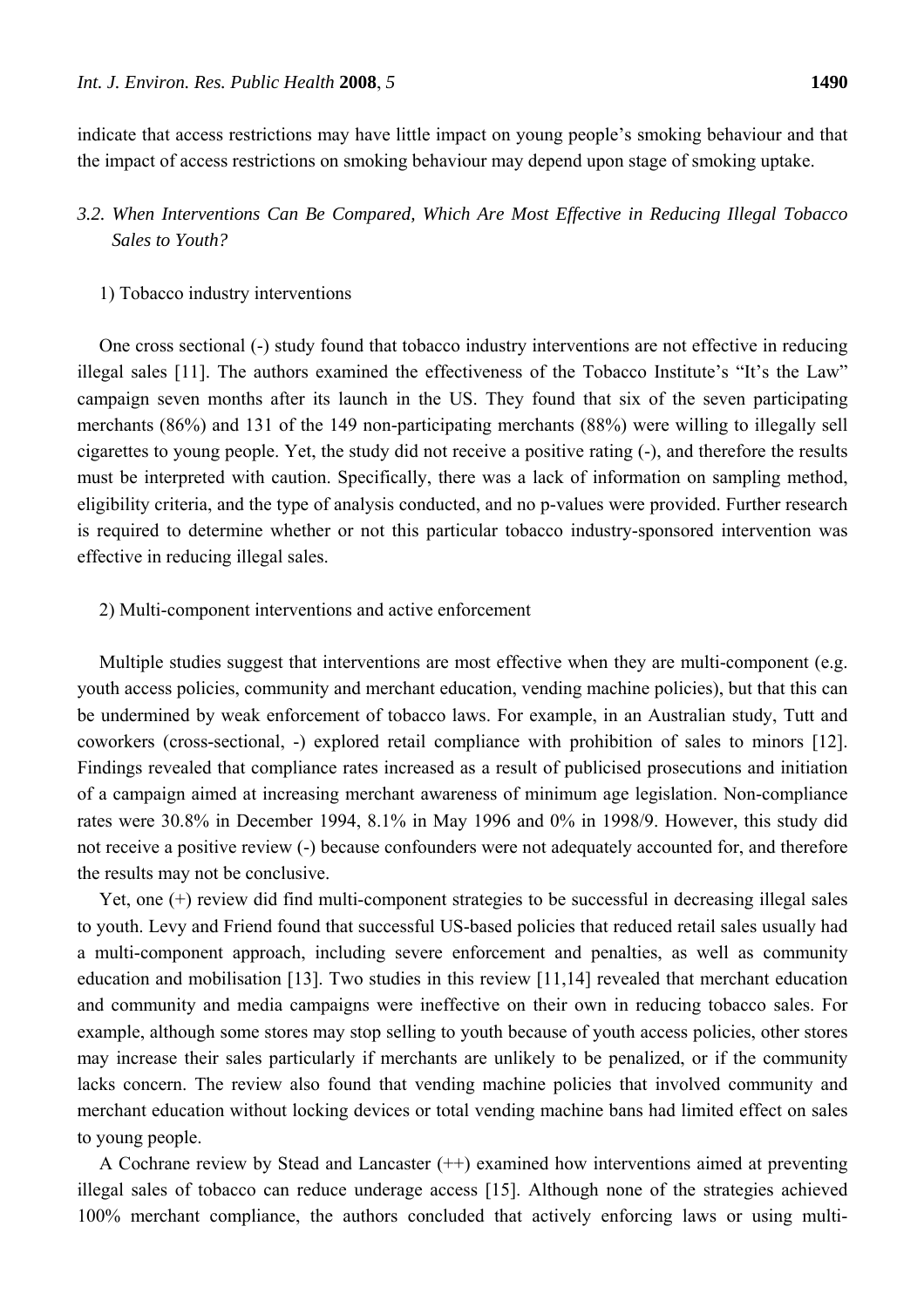indicate that access restrictions may have little impact on young people's smoking behaviour and that the impact of access restrictions on smoking behaviour may depend upon stage of smoking uptake.

### *3.2. When Interventions Can Be Compared, Which Are Most Effective in Reducing Illegal Tobacco Sales to Youth?*

1) Tobacco industry interventions

One cross sectional (-) study found that tobacco industry interventions are not effective in reducing illegal sales [11]. The authors examined the effectiveness of the Tobacco Institute's "It's the Law" campaign seven months after its launch in the US. They found that six of the seven participating merchants (86%) and 131 of the 149 non-participating merchants (88%) were willing to illegally sell cigarettes to young people. Yet, the study did not receive a positive rating (-), and therefore the results must be interpreted with caution. Specifically, there was a lack of information on sampling method, eligibility criteria, and the type of analysis conducted, and no p-values were provided. Further research is required to determine whether or not this particular tobacco industry-sponsored intervention was effective in reducing illegal sales.

2) Multi-component interventions and active enforcement

Multiple studies suggest that interventions are most effective when they are multi-component (e.g. youth access policies, community and merchant education, vending machine policies), but that this can be undermined by weak enforcement of tobacco laws. For example, in an Australian study, Tutt and coworkers (cross-sectional, -) explored retail compliance with prohibition of sales to minors [12]. Findings revealed that compliance rates increased as a result of publicised prosecutions and initiation of a campaign aimed at increasing merchant awareness of minimum age legislation. Non-compliance rates were 30.8% in December 1994, 8.1% in May 1996 and 0% in 1998/9. However, this study did not receive a positive review (-) because confounders were not adequately accounted for, and therefore the results may not be conclusive.

Yet, one (+) review did find multi-component strategies to be successful in decreasing illegal sales to youth. Levy and Friend found that successful US-based policies that reduced retail sales usually had a multi-component approach, including severe enforcement and penalties, as well as community education and mobilisation [13]. Two studies in this review [11,14] revealed that merchant education and community and media campaigns were ineffective on their own in reducing tobacco sales. For example, although some stores may stop selling to youth because of youth access policies, other stores may increase their sales particularly if merchants are unlikely to be penalized, or if the community lacks concern. The review also found that vending machine policies that involved community and merchant education without locking devices or total vending machine bans had limited effect on sales to young people.

A Cochrane review by Stead and Lancaster (++) examined how interventions aimed at preventing illegal sales of tobacco can reduce underage access [15]. Although none of the strategies achieved 100% merchant compliance, the authors concluded that actively enforcing laws or using multi-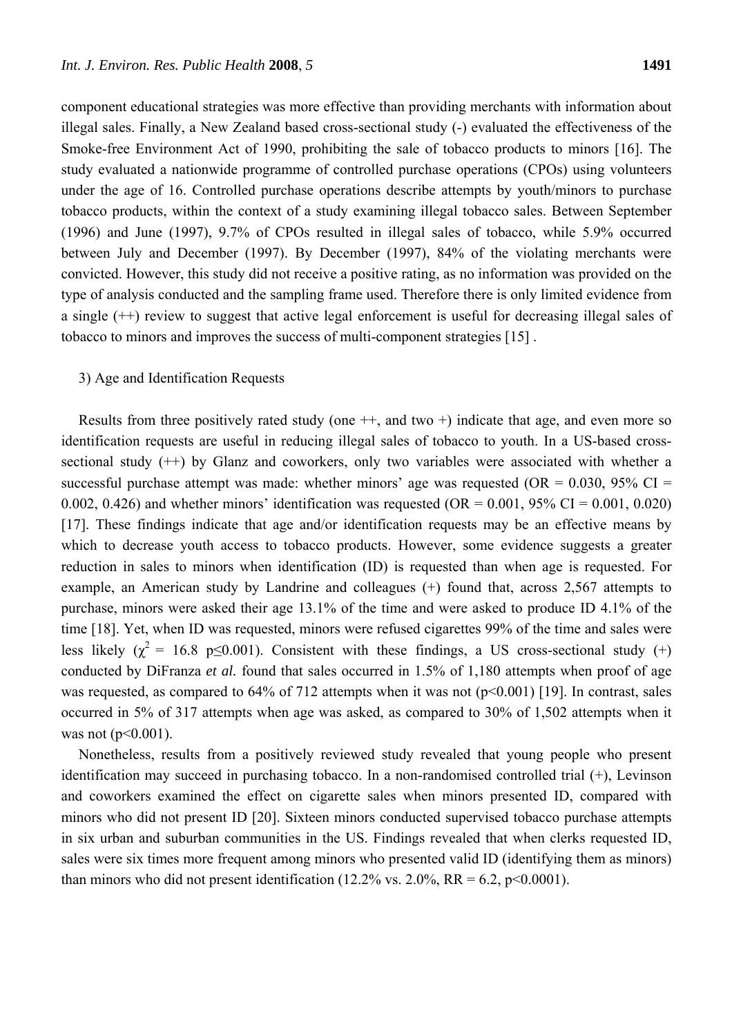component educational strategies was more effective than providing merchants with information about illegal sales. Finally, a New Zealand based cross-sectional study (-) evaluated the effectiveness of the Smoke-free Environment Act of 1990, prohibiting the sale of tobacco products to minors [16]. The study evaluated a nationwide programme of controlled purchase operations (CPOs) using volunteers under the age of 16. Controlled purchase operations describe attempts by youth/minors to purchase tobacco products, within the context of a study examining illegal tobacco sales. Between September (1996) and June (1997), 9.7% of CPOs resulted in illegal sales of tobacco, while 5.9% occurred between July and December (1997). By December (1997), 84% of the violating merchants were convicted. However, this study did not receive a positive rating, as no information was provided on the type of analysis conducted and the sampling frame used. Therefore there is only limited evidence from a single (++) review to suggest that active legal enforcement is useful for decreasing illegal sales of tobacco to minors and improves the success of multi-component strategies [15] .

3) Age and Identification Requests

Results from three positively rated study (one ++, and two +) indicate that age, and even more so identification requests are useful in reducing illegal sales of tobacco to youth. In a US-based cross-sectional study (++) by Glanz and coworkers, only two variables were associated with whether a successful purchase attempt was made: whether minors' age was requested (OR = 0.030, 95% CI = 0.002, 0.426) and whether minors' identification was requested (OR = 0.001, 95% CI = 0.001, 0.020) [17]. These findings indicate that age and/or identification requests may be an effective means by which to decrease youth access to tobacco products. However, some evidence suggests a greater reduction in sales to minors when identification (ID) is requested than when age is requested. For example, an American study by Landrine and colleagues (+) found that, across 2,567 attempts to purchase, minors were asked their age 13.1% of the time and were asked to produce ID 4.1% of the time [18]. Yet, when ID was requested, minors were refused cigarettes 99% of the time and sales were less likely ($\chi^2$ = 16.8 $p \leq 0.001$). Consistent with these findings, a US cross-sectional study (+) conducted by DiFranza *et al.* found that sales occurred in 1.5% of 1,180 attempts when proof of age was requested, as compared to 64% of 712 attempts when it was not ($p<0.001$) [19]. In contrast, sales occurred in 5% of 317 attempts when age was asked, as compared to 30% of 1,502 attempts when it was not ($p<0.001$).

Nonetheless, results from a positively reviewed study revealed that young people who present identification may succeed in purchasing tobacco. In a non-randomised controlled trial (+), Levinson and coworkers examined the effect on cigarette sales when minors presented ID, compared with minors who did not present ID [20]. Sixteen minors conducted supervised tobacco purchase attempts in six urban and suburban communities in the US. Findings revealed that when clerks requested ID, sales were six times more frequent among minors who presented valid ID (identifying them as minors) than minors who did not present identification (12.2% vs. 2.0%, RR = 6.2, $p<0.0001$).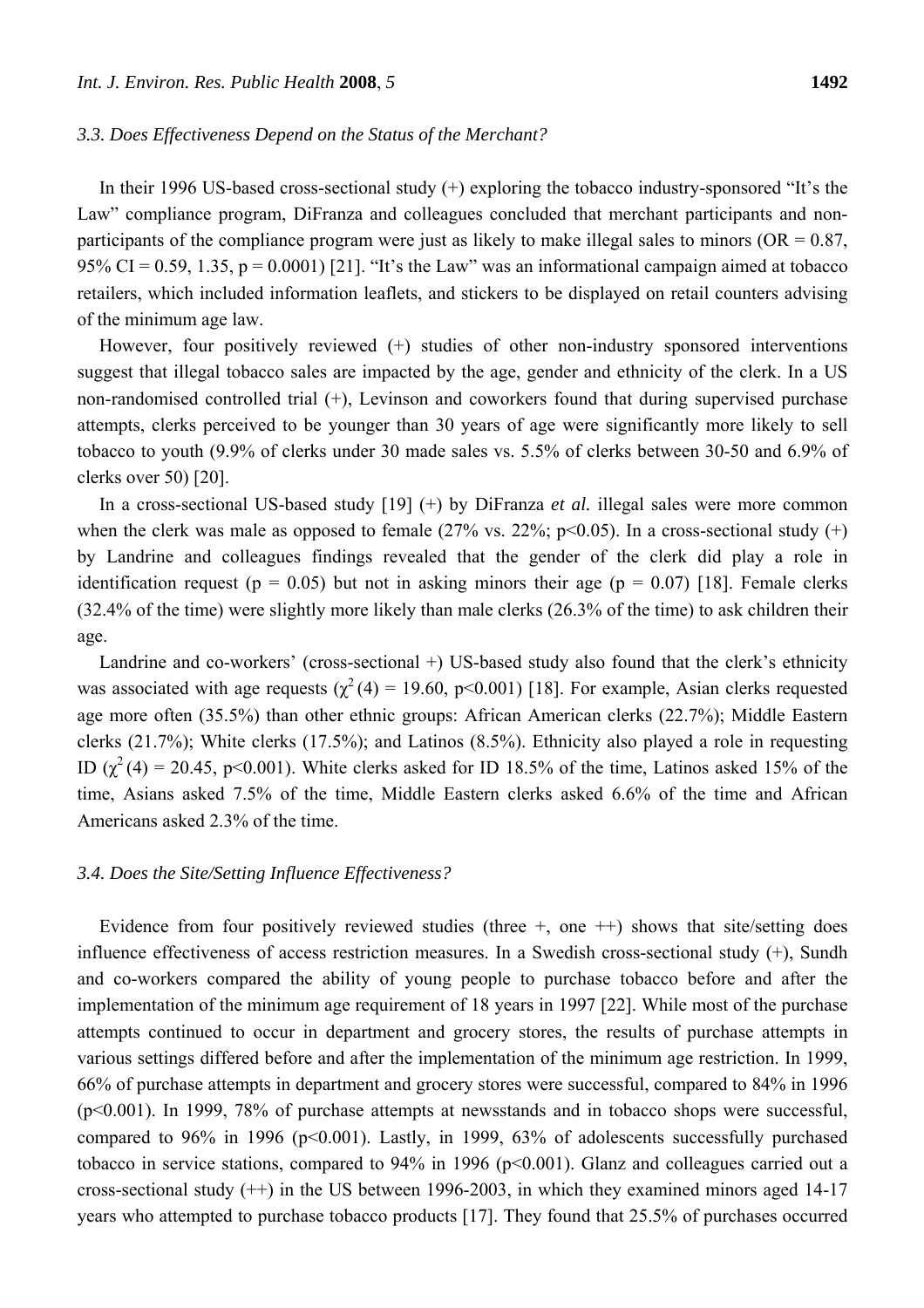### 3.3. Does Effectiveness Depend on the Status of the Merchant?

In their 1996 US-based cross-sectional study (+) exploring the tobacco industry-sponsored "It's the Law" compliance program, DiFranza and colleagues concluded that merchant participants and non-participants of the compliance program were just as likely to make illegal sales to minors (OR = 0.87, 95% CI = 0.59, 1.35, p = 0.0001) [21]. "It's the Law" was an informational campaign aimed at tobacco retailers, which included information leaflets, and stickers to be displayed on retail counters advising of the minimum age law.

However, four positively reviewed (+) studies of other non-industry sponsored interventions suggest that illegal tobacco sales are impacted by the age, gender and ethnicity of the clerk. In a US non-randomised controlled trial (+), Levinson and coworkers found that during supervised purchase attempts, clerks perceived to be younger than 30 years of age were significantly more likely to sell tobacco to youth (9.9% of clerks under 30 made sales vs. 5.5% of clerks between 30-50 and 6.9% of clerks over 50) [20].

In a cross-sectional US-based study [19] (+) by DiFranza *et al.* illegal sales were more common when the clerk was male as opposed to female (27% vs. 22%; $p<0.05$). In a cross-sectional study (+) by Landrine and colleagues findings revealed that the gender of the clerk did play a role in identification request ($p = 0.05$) but not in asking minors their age ($p = 0.07$) [18]. Female clerks (32.4% of the time) were slightly more likely than male clerks (26.3% of the time) to ask children their age.

Landrine and co-workers' (cross-sectional +) US-based study also found that the clerk's ethnicity was associated with age requests ($\chi^2(4) = 19.60$, $p<0.001$) [18]. For example, Asian clerks requested age more often (35.5%) than other ethnic groups: African American clerks (22.7%); Middle Eastern clerks (21.7%); White clerks (17.5%); and Latinos (8.5%). Ethnicity also played a role in requesting ID ($\chi^2(4) = 20.45$, $p<0.001$). White clerks asked for ID 18.5% of the time, Latinos asked 15% of the time, Asians asked 7.5% of the time, Middle Eastern clerks asked 6.6% of the time and African Americans asked 2.3% of the time.

### 3.4. Does the Site/Setting Influence Effectiveness?

Evidence from four positively reviewed studies (three +, one ++) shows that site/setting does influence effectiveness of access restriction measures. In a Swedish cross-sectional study (+), Sundh and co-workers compared the ability of young people to purchase tobacco before and after the implementation of the minimum age requirement of 18 years in 1997 [22]. While most of the purchase attempts continued to occur in department and grocery stores, the results of purchase attempts in various settings differed before and after the implementation of the minimum age restriction. In 1999, 66% of purchase attempts in department and grocery stores were successful, compared to 84% in 1996 ($p<0.001$). In 1999, 78% of purchase attempts at newsstands and in tobacco shops were successful, compared to 96% in 1996 ($p<0.001$). Lastly, in 1999, 63% of adolescents successfully purchased tobacco in service stations, compared to 94% in 1996 ($p<0.001$). Glanz and colleagues carried out a cross-sectional study (++) in the US between 1996-2003, in which they examined minors aged 14-17 years who attempted to purchase tobacco products [17]. They found that 25.5% of purchases occurred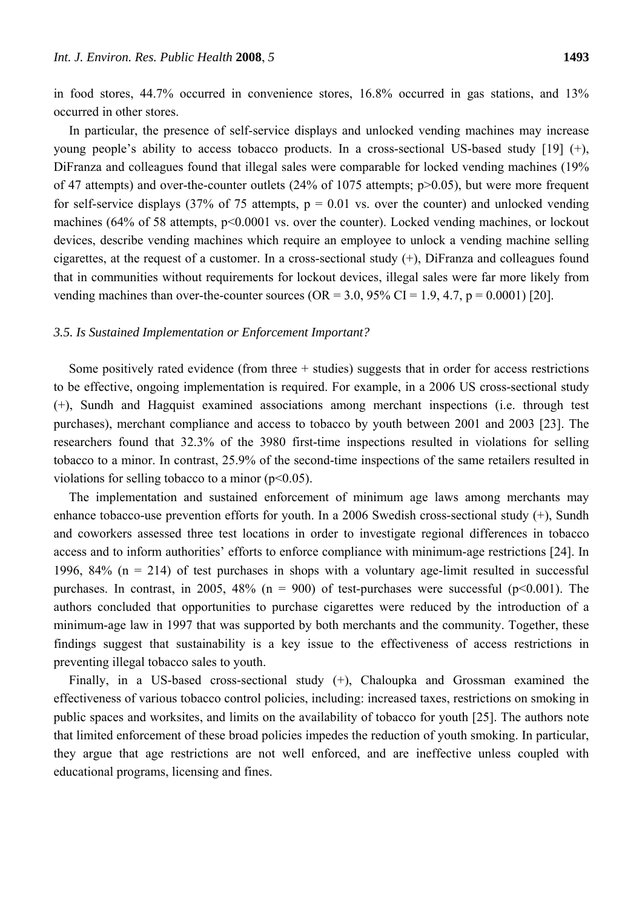in food stores, 44.7% occurred in convenience stores, 16.8% occurred in gas stations, and 13% occurred in other stores.

In particular, the presence of self-service displays and unlocked vending machines may increase young people's ability to access tobacco products. In a cross-sectional US-based study [19] (+), DiFranza and colleagues found that illegal sales were comparable for locked vending machines (19% of 47 attempts) and over-the-counter outlets (24% of 1075 attempts; $p>0.05$), but were more frequent for self-service displays (37% of 75 attempts, $p = 0.01$ vs. over the counter) and unlocked vending machines (64% of 58 attempts, $p<0.0001$ vs. over the counter). Locked vending machines, or lockout devices, describe vending machines which require an employee to unlock a vending machine selling cigarettes, at the request of a customer. In a cross-sectional study (+), DiFranza and colleagues found that in communities without requirements for lockout devices, illegal sales were far more likely from vending machines than over-the-counter sources (OR = 3.0, 95% CI = 1.9, 4.7, $p = 0.0001$) [20].

### *3.5. Is Sustained Implementation or Enforcement Important?*

Some positively rated evidence (from three + studies) suggests that in order for access restrictions to be effective, ongoing implementation is required. For example, in a 2006 US cross-sectional study (+), Sundh and Hagquist examined associations among merchant inspections (i.e. through test purchases), merchant compliance and access to tobacco by youth between 2001 and 2003 [23]. The researchers found that 32.3% of the 3980 first-time inspections resulted in violations for selling tobacco to a minor. In contrast, 25.9% of the second-time inspections of the same retailers resulted in violations for selling tobacco to a minor ($p<0.05$).

The implementation and sustained enforcement of minimum age laws among merchants may enhance tobacco-use prevention efforts for youth. In a 2006 Swedish cross-sectional study (+), Sundh and coworkers assessed three test locations in order to investigate regional differences in tobacco access and to inform authorities' efforts to enforce compliance with minimum-age restrictions [24]. In 1996, 84% ($n = 214$) of test purchases in shops with a voluntary age-limit resulted in successful purchases. In contrast, in 2005, 48% ($n = 900$) of test-purchases were successful ($p<0.001$). The authors concluded that opportunities to purchase cigarettes were reduced by the introduction of a minimum-age law in 1997 that was supported by both merchants and the community. Together, these findings suggest that sustainability is a key issue to the effectiveness of access restrictions in preventing illegal tobacco sales to youth.

Finally, in a US-based cross-sectional study (+), Chaloupka and Grossman examined the effectiveness of various tobacco control policies, including: increased taxes, restrictions on smoking in public spaces and worksites, and limits on the availability of tobacco for youth [25]. The authors note that limited enforcement of these broad policies impedes the reduction of youth smoking. In particular, they argue that age restrictions are not well enforced, and are ineffective unless coupled with educational programs, licensing and fines.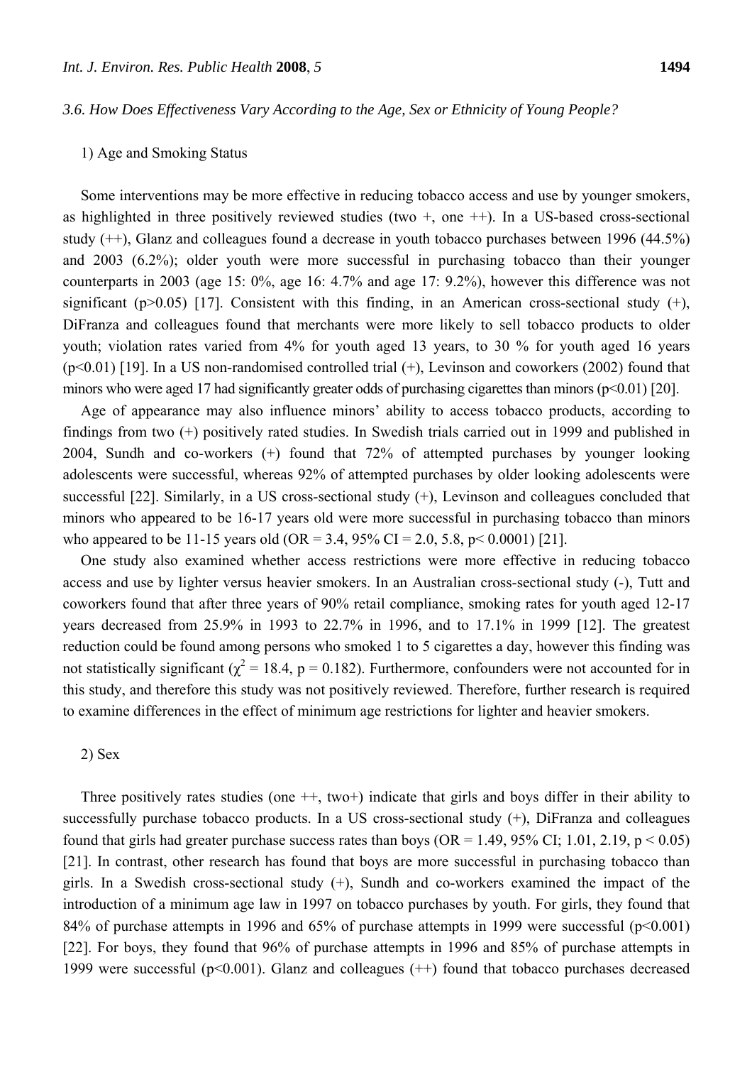### 3.6. How Does Effectiveness Vary According to the Age, Sex or Ethnicity of Young People?

1) Age and Smoking Status

Some interventions may be more effective in reducing tobacco access and use by younger smokers, as highlighted in three positively reviewed studies (two +, one ++). In a US-based cross-sectional study (++), Glanz and colleagues found a decrease in youth tobacco purchases between 1996 (44.5%) and 2003 (6.2%); older youth were more successful in purchasing tobacco than their younger counterparts in 2003 (age 15: 0%, age 16: 4.7% and age 17: 9.2%), however this difference was not significant ($p>0.05$) [17]. Consistent with this finding, in an American cross-sectional study (+), DiFranza and colleagues found that merchants were more likely to sell tobacco products to older youth; violation rates varied from 4% for youth aged 13 years, to 30 % for youth aged 16 years ($p<0.01$) [19]. In a US non-randomised controlled trial (+), Levinson and coworkers (2002) found that minors who were aged 17 had significantly greater odds of purchasing cigarettes than minors ($p<0.01$) [20].

Age of appearance may also influence minors' ability to access tobacco products, according to findings from two (+) positively rated studies. In Swedish trials carried out in 1999 and published in 2004, Sundh and co-workers (+) found that 72% of attempted purchases by younger looking adolescents were successful, whereas 92% of attempted purchases by older looking adolescents were successful [22]. Similarly, in a US cross-sectional study (+), Levinson and colleagues concluded that minors who appeared to be 16-17 years old were more successful in purchasing tobacco than minors who appeared to be 11-15 years old (OR = 3.4, 95% CI = 2.0, 5.8, $p< 0.0001$) [21].

One study also examined whether access restrictions were more effective in reducing tobacco access and use by lighter versus heavier smokers. In an Australian cross-sectional study (-), Tutt and coworkers found that after three years of 90% retail compliance, smoking rates for youth aged 12-17 years decreased from 25.9% in 1993 to 22.7% in 1996, and to 17.1% in 1999 [12]. The greatest reduction could be found among persons who smoked 1 to 5 cigarettes a day, however this finding was not statistically significant ($\chi^2 = 18.4$, $p = 0.182$). Furthermore, confounders were not accounted for in this study, and therefore this study was not positively reviewed. Therefore, further research is required to examine differences in the effect of minimum age restrictions for lighter and heavier smokers.

2) Sex

Three positively rates studies (one ++, two+) indicate that girls and boys differ in their ability to successfully purchase tobacco products. In a US cross-sectional study (+), DiFranza and colleagues found that girls had greater purchase success rates than boys (OR = 1.49, 95% CI; 1.01, 2.19, $p < 0.05$) [21]. In contrast, other research has found that boys are more successful in purchasing tobacco than girls. In a Swedish cross-sectional study (+), Sundh and co-workers examined the impact of the introduction of a minimum age law in 1997 on tobacco purchases by youth. For girls, they found that 84% of purchase attempts in 1996 and 65% of purchase attempts in 1999 were successful ($p<0.001$) [22]. For boys, they found that 96% of purchase attempts in 1996 and 85% of purchase attempts in 1999 were successful ($p<0.001$). Glanz and colleagues (++) found that tobacco purchases decreased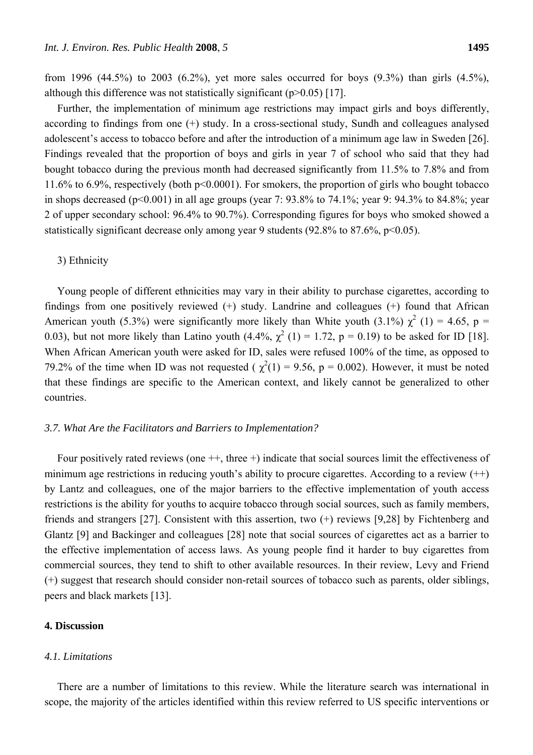from 1996 (44.5%) to 2003 (6.2%), yet more sales occurred for boys (9.3%) than girls (4.5%), although this difference was not statistically significant ($p>0.05$) [17].

Further, the implementation of minimum age restrictions may impact girls and boys differently, according to findings from one (+) study. In a cross-sectional study, Sundh and colleagues analysed adolescent's access to tobacco before and after the introduction of a minimum age law in Sweden [26]. Findings revealed that the proportion of boys and girls in year 7 of school who said that they had bought tobacco during the previous month had decreased significantly from 11.5% to 7.8% and from 11.6% to 6.9%, respectively (both $p<0.0001$). For smokers, the proportion of girls who bought tobacco in shops decreased ($p<0.001$) in all age groups (year 7: 93.8% to 74.1%; year 9: 94.3% to 84.8%; year 2 of upper secondary school: 96.4% to 90.7%). Corresponding figures for boys who smoked showed a statistically significant decrease only among year 9 students (92.8% to 87.6%, $p<0.05$).

3) Ethnicity

Young people of different ethnicities may vary in their ability to purchase cigarettes, according to findings from one positively reviewed (+) study. Landrine and colleagues (+) found that African American youth (5.3%) were significantly more likely than White youth (3.1%) $\chi^2$ (1) = 4.65, p = 0.03), but not more likely than Latino youth (4.4%, $\chi^2$ (1) = 1.72, p = 0.19) to be asked for ID [18]. When African American youth were asked for ID, sales were refused 100% of the time, as opposed to 79.2% of the time when ID was not requested ( $\chi^2(1)$ = 9.56, p = 0.002). However, it must be noted that these findings are specific to the American context, and likely cannot be generalized to other countries.

### *3.7. What Are the Facilitators and Barriers to Implementation?*

Four positively rated reviews (one ++, three +) indicate that social sources limit the effectiveness of minimum age restrictions in reducing youth's ability to procure cigarettes. According to a review (++) by Lantz and colleagues, one of the major barriers to the effective implementation of youth access restrictions is the ability for youths to acquire tobacco through social sources, such as family members, friends and strangers [27]. Consistent with this assertion, two (+) reviews [9,28] by Fichtenberg and Glantz [9] and Backinger and colleagues [28] note that social sources of cigarettes act as a barrier to the effective implementation of access laws. As young people find it harder to buy cigarettes from commercial sources, they tend to shift to other available resources. In their review, Levy and Friend (+) suggest that research should consider non-retail sources of tobacco such as parents, older siblings, peers and black markets [13].

## **4. Discussion**

### *4.1. Limitations*

There are a number of limitations to this review. While the literature search was international in scope, the majority of the articles identified within this review referred to US specific interventions or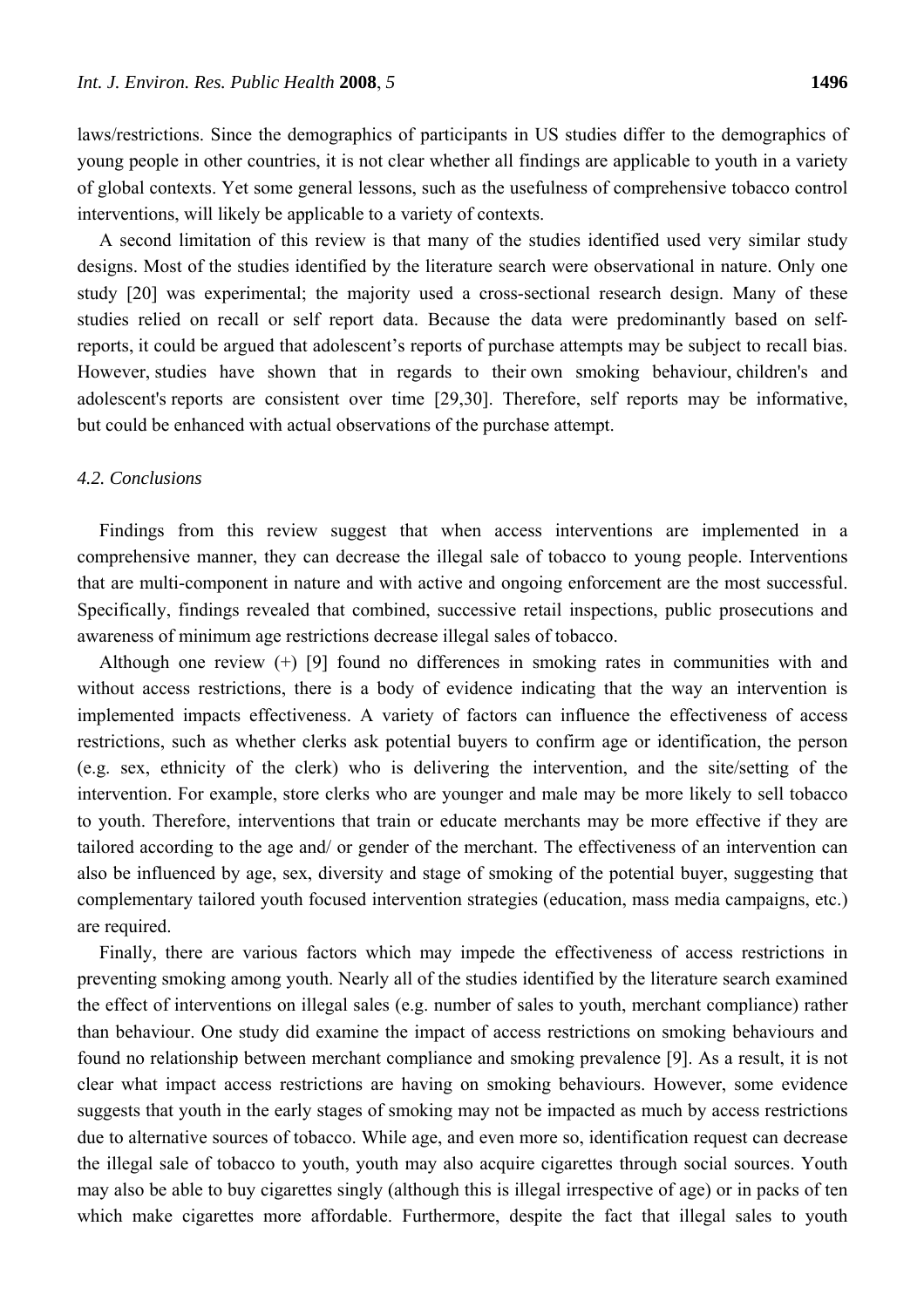laws/restrictions. Since the demographics of participants in US studies differ to the demographics of young people in other countries, it is not clear whether all findings are applicable to youth in a variety of global contexts. Yet some general lessons, such as the usefulness of comprehensive tobacco control interventions, will likely be applicable to a variety of contexts.

A second limitation of this review is that many of the studies identified used very similar study designs. Most of the studies identified by the literature search were observational in nature. Only one study [20] was experimental; the majority used a cross-sectional research design. Many of these studies relied on recall or self report data. Because the data were predominantly based on self-reports, it could be argued that adolescent's reports of purchase attempts may be subject to recall bias. However, studies have shown that in regards to their own smoking behaviour, children's and adolescent's reports are consistent over time [29,30]. Therefore, self reports may be informative, but could be enhanced with actual observations of the purchase attempt.

### *4.2. Conclusions*

Findings from this review suggest that when access interventions are implemented in a comprehensive manner, they can decrease the illegal sale of tobacco to young people. Interventions that are multi-component in nature and with active and ongoing enforcement are the most successful. Specifically, findings revealed that combined, successive retail inspections, public prosecutions and awareness of minimum age restrictions decrease illegal sales of tobacco.

Although one review (+) [9] found no differences in smoking rates in communities with and without access restrictions, there is a body of evidence indicating that the way an intervention is implemented impacts effectiveness. A variety of factors can influence the effectiveness of access restrictions, such as whether clerks ask potential buyers to confirm age or identification, the person (e.g. sex, ethnicity of the clerk) who is delivering the intervention, and the site/setting of the intervention. For example, store clerks who are younger and male may be more likely to sell tobacco to youth. Therefore, interventions that train or educate merchants may be more effective if they are tailored according to the age and/ or gender of the merchant. The effectiveness of an intervention can also be influenced by age, sex, diversity and stage of smoking of the potential buyer, suggesting that complementary tailored youth focused intervention strategies (education, mass media campaigns, etc.) are required.

Finally, there are various factors which may impede the effectiveness of access restrictions in preventing smoking among youth. Nearly all of the studies identified by the literature search examined the effect of interventions on illegal sales (e.g. number of sales to youth, merchant compliance) rather than behaviour. One study did examine the impact of access restrictions on smoking behaviours and found no relationship between merchant compliance and smoking prevalence [9]. As a result, it is not clear what impact access restrictions are having on smoking behaviours. However, some evidence suggests that youth in the early stages of smoking may not be impacted as much by access restrictions due to alternative sources of tobacco. While age, and even more so, identification request can decrease the illegal sale of tobacco to youth, youth may also acquire cigarettes through social sources. Youth may also be able to buy cigarettes singly (although this is illegal irrespective of age) or in packs of ten which make cigarettes more affordable. Furthermore, despite the fact that illegal sales to youth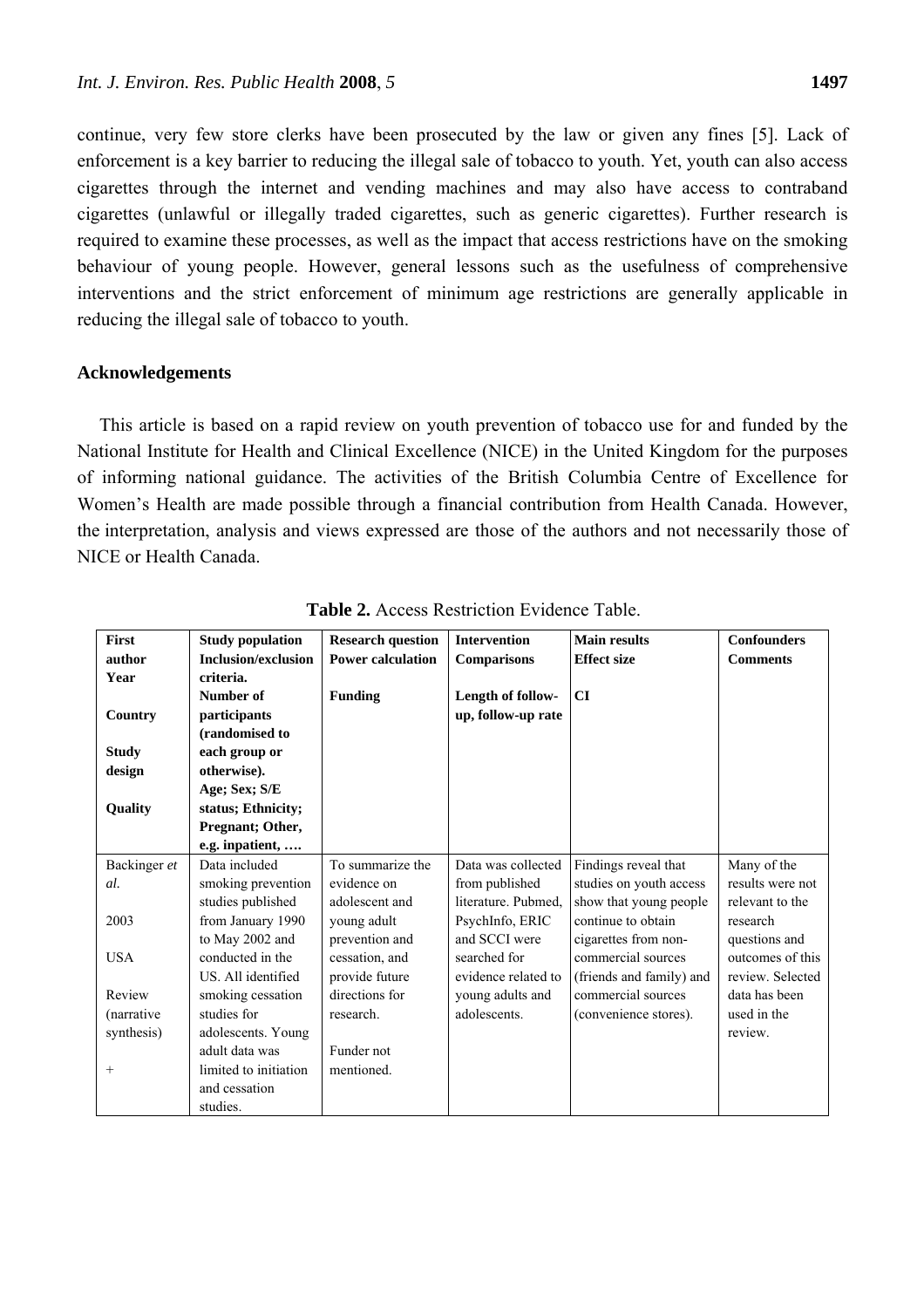continue, very few store clerks have been prosecuted by the law or given any fines [5]. Lack of enforcement is a key barrier to reducing the illegal sale of tobacco to youth. Yet, youth can also access cigarettes through the internet and vending machines and may also have access to contraband cigarettes (unlawful or illegally traded cigarettes, such as generic cigarettes). Further research is required to examine these processes, as well as the impact that access restrictions have on the smoking behaviour of young people. However, general lessons such as the usefulness of comprehensive interventions and the strict enforcement of minimum age restrictions are generally applicable in reducing the illegal sale of tobacco to youth.

## Acknowledgements

This article is based on a rapid review on youth prevention of tobacco use for and funded by the National Institute for Health and Clinical Excellence (NICE) in the United Kingdom for the purposes of informing national guidance. The activities of the British Columbia Centre of Excellence for Women's Health are made possible through a financial contribution from Health Canada. However, the interpretation, analysis and views expressed are those of the authors and not necessarily those of NICE or Health Canada.

**Table 2.** Access Restriction Evidence Table.

| **First author**<br>**Year**<br><br>**Country**<br><br>**Study design**<br><br>**Quality** | **Study population**<br>**Inclusion/exclusion criteria.**<br>**Number of participants (randomised to each group or otherwise).**<br>**Age; Sex; S/E status; Ethnicity; Pregnant; Other, e.g. inpatient, ….** | **Research question**<br>**Power calculation**<br><br>**Funding** | **Intervention**<br>**Comparisons**<br><br>**Length of follow-up, follow-up rate** | **Main results**<br>**Effect size**<br><br>**CI** | **Confounders**<br>**Comments** |
|---|---|---|---|---|---|
| Backinger *et al.*<br><br>2003<br><br>USA<br><br>Review (narrative synthesis)<br><br>+ | Data included smoking prevention studies published from January 1990 to May 2002 and conducted in the US. All identified smoking cessation studies for adolescents. Young adult data was limited to initiation and cessation studies. | To summarize the evidence on adolescent and young adult prevention and cessation, and provide future directions for research.<br><br>Funder not mentioned. | Data was collected from published literature. Pubmed, PsychInfo, ERIC and SCCI were searched for evidence related to young adults and adolescents. | Findings reveal that studies on youth access show that young people continue to obtain cigarettes from non-commercial sources (friends and family) and commercial sources (convenience stores). | Many of the results were not relevant to the research questions and outcomes of this review. Selected data has been used in the review. |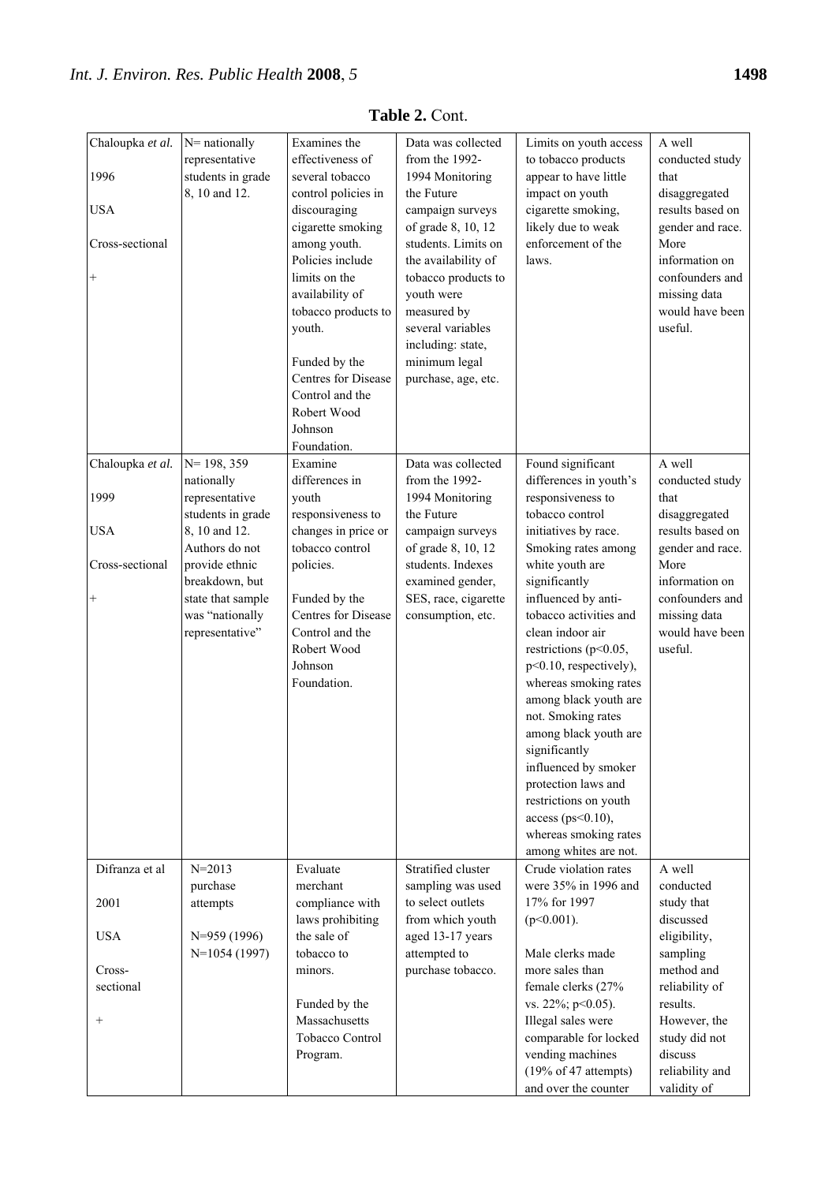**Table 2.** Cont.

| | | | | | |
|---|---|---|---|---|---|
| Chaloupka *et al.* 1996 USA Cross-sectional + | N= nationally representative students in grade 8, 10 and 12. | Examines the effectiveness of several tobacco control policies in discouraging cigarette smoking among youth. Policies include limits on the availability of tobacco products to youth. Funded by the Centres for Disease Control and the Robert Wood Johnson Foundation. | Data was collected from the 1992-1994 Monitoring the Future campaign surveys of grade 8, 10, 12 students. Limits on the availability of tobacco products to youth were measured by several variables including: state, minimum legal purchase, age, etc. | Limits on youth access to tobacco products appear to have little impact on youth cigarette smoking, likely due to weak enforcement of the laws. | A well conducted study that disaggregated results based on gender and race. More information on confounders and missing data would have been useful. |
| Chaloupka *et al.* 1999 USA Cross-sectional + | N= 198, 359 nationally representative students in grade 8, 10 and 12. Authors do not provide ethnic breakdown, but state that sample was "nationally representative" | Examine differences in youth responsiveness to changes in price or tobacco control policies. Funded by the Centres for Disease Control and the Robert Wood Johnson Foundation. | Data was collected from the 1992-1994 Monitoring the Future campaign surveys of grade 8, 10, 12 students. Indexes examined gender, SES, race, cigarette consumption, etc. | Found significant differences in youth's responsiveness to tobacco control initiatives by race. Smoking rates among white youth are significantly influenced by anti-tobacco activities and clean indoor air restrictions ($p<0.05$, $p<0.10$, respectively), whereas smoking rates among black youth are not. Smoking rates among black youth are significantly influenced by smoker protection laws and restrictions on youth access ($ps<0.10$), whereas smoking rates among whites are not. | A well conducted study that disaggregated results based on gender and race. More information on confounders and missing data would have been useful. |
| Difranza et al 2001 USA Cross-sectional + | N=2013 purchase attempts N=959 (1996) N=1054 (1997) | Evaluate merchant compliance with laws prohibiting the sale of tobacco to minors. Funded by the Massachusetts Tobacco Control Program. | Stratified cluster sampling was used to select outlets from which youth aged 13-17 years attempted to purchase tobacco. | Crude violation rates were 35% in 1996 and 17% for 1997 ($p<0.001$). Male clerks made more sales than female clerks (27% vs. 22%; $p<0.05$). Illegal sales were comparable for locked vending machines (19% of 47 attempts) and over the counter | A well conducted study that discussed eligibility, sampling method and reliability of results. However, the study did not discuss reliability and validity of |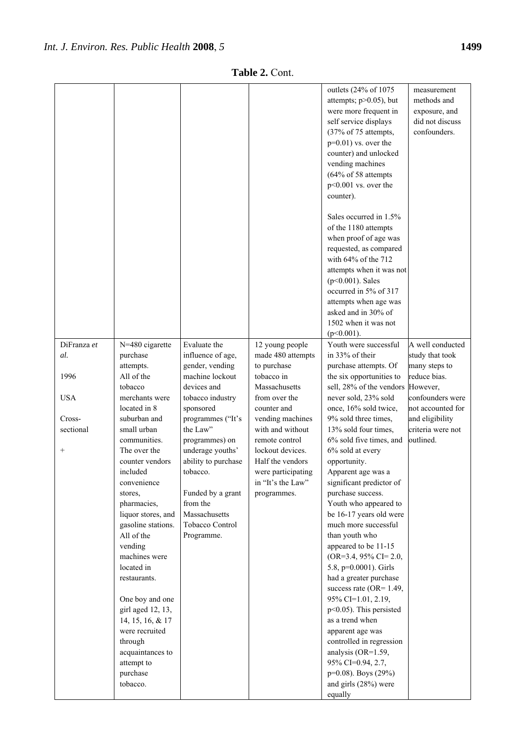**Table 2.** Cont.

| | | | | | |
|---|---|---|---|---|---|
| | | | | outlets (24% of 1075 attempts; p>0.05), but were more frequent in self service displays (37% of 75 attempts, p=0.01) vs. over the counter) and unlocked vending machines (64% of 58 attempts p<0.001 vs. over the counter).<br><br>Sales occurred in 1.5% of the 1180 attempts when proof of age was requested, as compared with 64% of the 712 attempts when it was not (p<0.001). Sales occurred in 5% of 317 attempts when age was asked and in 30% of 1502 when it was not (p<0.001). | measurement methods and exposure, and did not discuss confounders. |
| DiFranza *et al.*<br><br>1996<br><br>USA<br><br>Cross-sectional<br><br>+ | N=480 cigarette purchase attempts. All of the tobacco merchants were located in 8 suburban and small urban communities. The over the counter vendors included convenience stores, pharmacies, liquor stores, and gasoline stations. All of the vending machines were located in restaurants.<br><br>One boy and one girl aged 12, 13, 14, 15, 16, & 17 were recruited through acquaintances to attempt to purchase tobacco. | Evaluate the influence of age, gender, vending machine lockout devices and tobacco industry sponsored programmes ("It's the Law" programmes) on underage youths' ability to purchase tobacco.<br><br>Funded by a grant from the Massachusetts Tobacco Control Programme. | 12 young people made 480 attempts to purchase tobacco in Massachusetts from over the counter and vending machines with and without remote control lockout devices. Half the vendors were participating in "It's the Law" programmes. | Youth were successful in 33% of their purchase attempts. Of the six opportunities to sell, 28% of the vendors never sold, 23% sold once, 16% sold twice, 9% sold three times, 13% sold four times, 6% sold five times, and 6% sold at every opportunity. Apparent age was a significant predictor of purchase success. Youth who appeared to be 16-17 years old were much more successful than youth who appeared to be 11-15 (OR=3.4, 95% CI= 2.0, 5.8, p=0.0001). Girls had a greater purchase success rate (OR= 1.49, 95% CI=1.01, 2.19, p<0.05). This persisted as a trend when apparent age was controlled in regression analysis (OR=1.59, 95% CI=0.94, 2.7, p=0.08). Boys (29%) and girls (28%) were equally | A well conducted study that took many steps to reduce bias. However, confounders were not accounted for and eligibility criteria were not outlined. |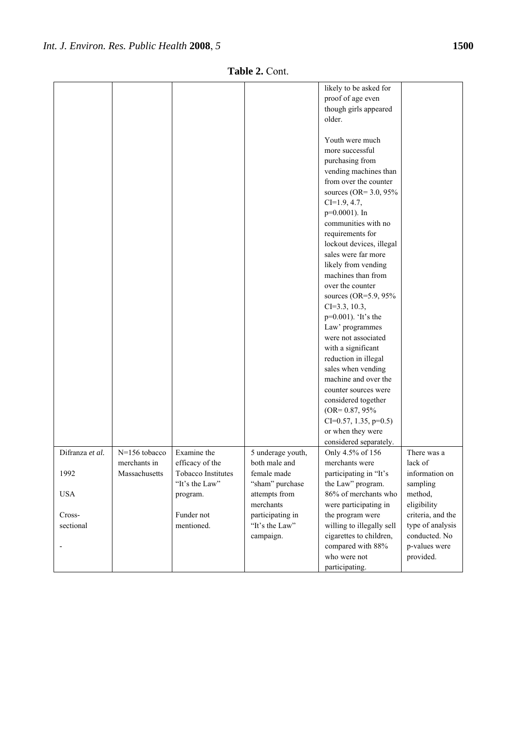**Table 2.** Cont.

| | | | | | |
|---|---|---|---|---|---|
| | | | | likely to be asked for proof of age even though girls appeared older.<br><br>Youth were much more successful purchasing from vending machines than from over the counter sources (OR= 3.0, 95% CI=1.9, 4.7, p=0.0001). In communities with no requirements for lockout devices, illegal sales were far more likely from vending machines than from over the counter sources (OR=5.9, 95% CI=3.3, 10.3, p=0.001). 'It's the Law' programmes were not associated with a significant reduction in illegal sales when vending machine and over the counter sources were considered together (OR= 0.87, 95% CI=0.57, 1.35, p=0.5) or when they were considered separately. | |
| Difranza *et al.*<br><br>1992<br><br>USA<br><br>Cross-sectional<br><br>- | N=156 tobacco merchants in Massachusetts | Examine the efficacy of the Tobacco Institutes "It's the Law" program.<br><br>Funder not mentioned. | 5 underage youth, both male and female made "sham" purchase attempts from merchants participating in "It's the Law" campaign. | Only 4.5% of 156 merchants were participating in "It's the Law" program. 86% of merchants who were participating in the program were willing to illegally sell cigarettes to children, compared with 88% who were not participating. | There was a lack of information on sampling method, eligibility criteria, and the type of analysis conducted. No p-values were provided. |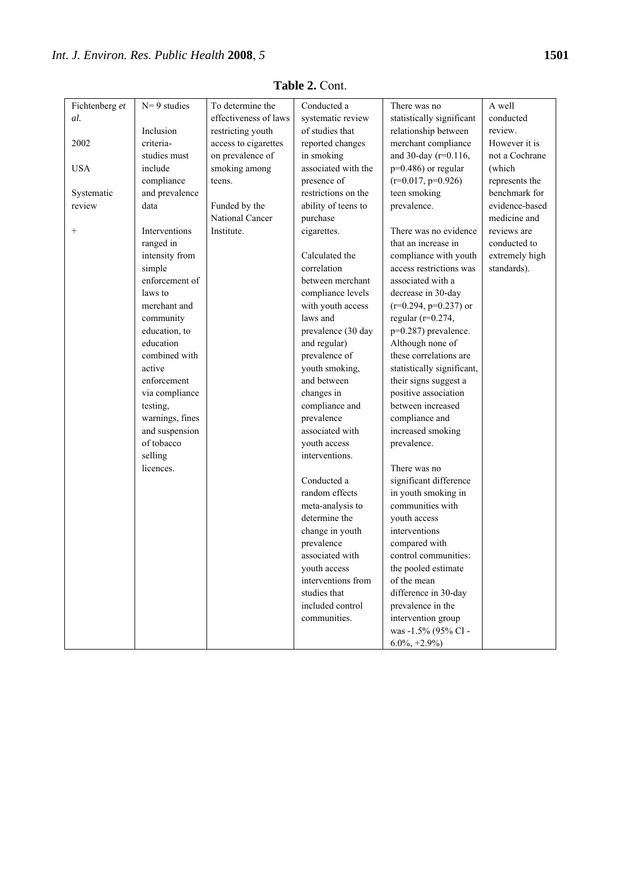**Table 2.** Cont.

| | | | | | |
|---|---|---|---|---|---|
| Fichtenberg *et al.* 2002 USA Systematic review + | N= 9 studies Inclusion criteria- studies must include compliance and prevalence data Interventions ranged in intensity from simple enforcement of laws to merchant and community education, to education combined with active enforcement via compliance testing, warnings, fines and suspension of tobacco selling licences. | To determine the effectiveness of laws restricting youth access to cigarettes on prevalence of smoking among teens. Funded by the National Cancer Institute. | Conducted a systematic review of studies that reported changes in smoking associated with the presence of restrictions on the ability of teens to purchase cigarettes. Calculated the correlation between merchant compliance levels with youth access laws and prevalence (30 day and regular) prevalence of youth smoking, and between changes in compliance and prevalence associated with youth access interventions. Conducted a random effects meta-analysis to determine the change in youth prevalence associated with youth access interventions from studies that included control communities. | There was no statistically significant relationship between merchant compliance and 30-day ($r=0.116$, $p=0.486$) or regular ($r=0.017$, $p=0.926$) teen smoking prevalence. There was no evidence that an increase in compliance with youth access restrictions was associated with a decrease in 30-day ($r=0.294$, $p=0.237$) or regular ($r=0.274$, $p=0.287$) prevalence. Although none of these correlations are statistically significant, their signs suggest a positive association between increased compliance and increased smoking prevalence. There was no significant difference in youth smoking in communities with youth access interventions compared with control communities: the pooled estimate of the mean difference in 30-day prevalence in the intervention group was -1.5% (95% CI -6.0%, +2.9%) | A well conducted review. However it is not a Cochrane (which represents the benchmark for evidence-based medicine and reviews are conducted to extremely high standards). |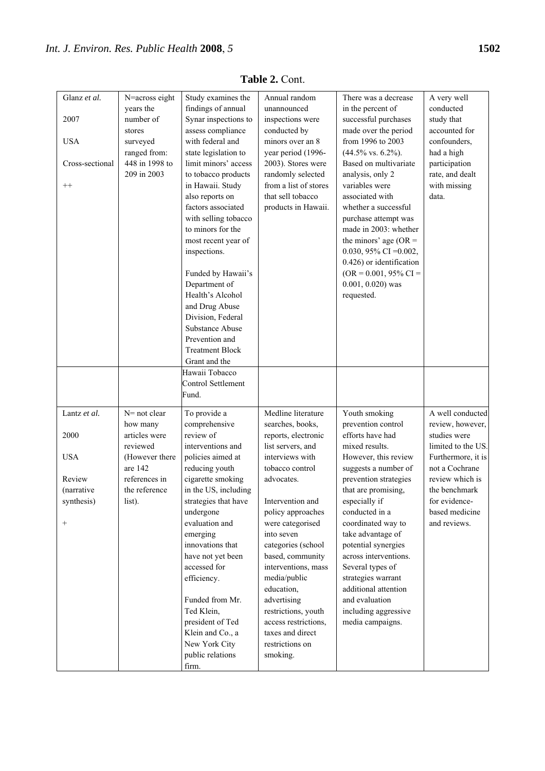**Table 2.** Cont.

| | | | | | |
|---|---|---|---|---|---|
| Glanz *et al.*<br><br>2007<br><br>USA<br><br>Cross-sectional<br><br>++ | N=across eight years the number of stores surveyed ranged from: 448 in 1998 to 209 in 2003 | Study examines the findings of annual Synar inspections to assess compliance with federal and state legislation to limit minors' access to tobacco products in Hawaii. Study also reports on factors associated with selling tobacco to minors for the most recent year of inspections.<br><br>Funded by Hawaii's Department of Health's Alcohol and Drug Abuse Division, Federal Substance Abuse Prevention and Treatment Block Grant and the Hawaii Tobacco Control Settlement Fund. | Annual random unannounced inspections were conducted by minors over an 8 year period (1996-2003). Stores were randomly selected from a list of stores that sell tobacco products in Hawaii. | There was a decrease in the percent of successful purchases made over the period from 1996 to 2003 (44.5% vs. 6.2%). Based on multivariate analysis, only 2 variables were associated with whether a successful purchase attempt was made in 2003: whether the minors' age (OR = 0.030, 95% CI =0.002, 0.426) or identification (OR = 0.001, 95% CI = 0.001, 0.020) was requested. | A very well conducted study that accounted for confounders, had a high participation rate, and dealt with missing data. |
| Lantz *et al.*<br><br>2000<br><br>USA<br><br>Review (narrative synthesis)<br><br>+ | N= not clear how many articles were reviewed (However there are 142 references in the reference list). | To provide a comprehensive review of interventions and policies aimed at reducing youth cigarette smoking in the US, including strategies that have undergone evaluation and emerging innovations that have not yet been accessed for efficiency.<br><br>Funded from Mr. Ted Klein, president of Ted Klein and Co., a New York City public relations firm. | Medline literature searches, books, reports, electronic list servers, and interviews with tobacco control advocates.<br><br>Intervention and policy approaches were categorised into seven categories (school based, community interventions, mass media/public education, advertising restrictions, youth access restrictions, taxes and direct restrictions on smoking. | Youth smoking prevention control efforts have had mixed results. However, this review suggests a number of prevention strategies that are promising, especially if conducted in a coordinated way to take advantage of potential synergies across interventions. Several types of strategies warrant additional attention and evaluation including aggressive media campaigns. | A well conducted review, however, studies were limited to the US. Furthermore, it is not a Cochrane review which is the benchmark for evidence-based medicine and reviews. |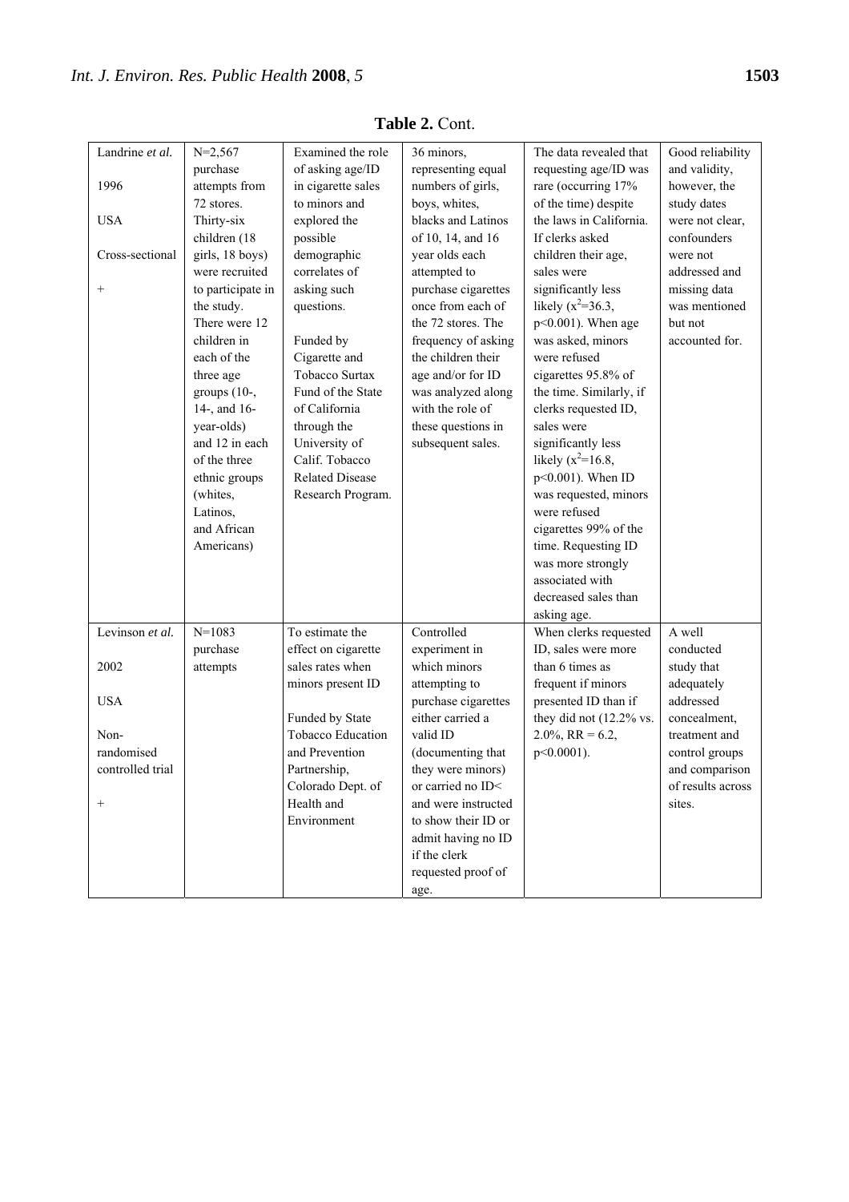**Table 2.** Cont.

| | | | | | |
|---|---|---|---|---|---|
| Landrine *et al.* 1996 USA Cross-sectional + | N=2,567 purchase attempts from 72 stores. Thirty-six children (18 girls, 18 boys) were recruited to participate in the study. There were 12 children in each of the three age groups (10-, 14-, and 16-year-olds) and 12 in each of the three ethnic groups (whites, Latinos, and African Americans) | Examined the role of asking age/ID in cigarette sales to minors and explored the possible demographic correlates of asking such questions. Funded by Cigarette and Tobacco Surtax Fund of the State of California through the University of Calif. Tobacco Related Disease Research Program. | 36 minors, representing equal numbers of girls, boys, whites, blacks and Latinos of 10, 14, and 16 year olds each attempted to purchase cigarettes once from each of the 72 stores. The frequency of asking the children their age and/or for ID was analyzed along with the role of these questions in subsequent sales. | The data revealed that requesting age/ID was rare (occurring 17% of the time) despite the laws in California. If clerks asked children their age, sales were significantly less likely ($x^2$=36.3, p<0.001). When age was asked, minors were refused cigarettes 95.8% of the time. Similarly, if clerks requested ID, sales were significantly less likely ($x^2$=16.8, p<0.001). When ID was requested, minors were refused cigarettes 99% of the time. Requesting ID was more strongly associated with decreased sales than asking age. | Good reliability and validity, however, the study dates were not clear, confounders were not addressed and missing data was mentioned but not accounted for. |
| Levinson *et al.* 2002 USA Non-randomised controlled trial + | N=1083 purchase attempts | To estimate the effect on cigarette sales rates when minors present ID Funded by State Tobacco Education and Prevention Partnership, Colorado Dept. of Health and Environment | Controlled experiment in which minors attempting to purchase cigarettes either carried a valid ID (documenting that they were minors) or carried no ID< and were instructed to show their ID or admit having no ID if the clerk requested proof of age. | When clerks requested ID, sales were more than 6 times as frequent if minors presented ID than if they did not (12.2% vs. 2.0%, RR = 6.2, p<0.0001). | A well conducted study that adequately addressed concealment, treatment and control groups and comparison of results across sites. |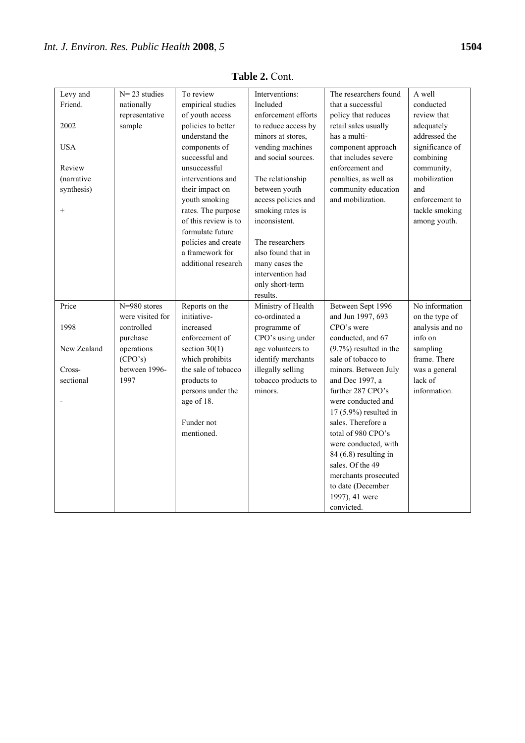**Table 2.** Cont.

| | | | | | |
|---|---|---|---|---|---|
| Levy and Friend.<br><br>2002<br><br>USA<br><br>Review (narrative synthesis)<br><br>+ | N= 23 studies nationally representative sample | To review empirical studies of youth access policies to better understand the components of successful and unsuccessful interventions and their impact on youth smoking rates. The purpose of this review is to formulate future policies and create a framework for additional research | Interventions: Included enforcement efforts to reduce access by minors at stores, vending machines and social sources.<br><br>The relationship between youth access policies and smoking rates is inconsistent.<br><br>The researchers also found that in many cases the intervention had only short-term results. | The researchers found that a successful policy that reduces retail sales usually has a multi-component approach that includes severe enforcement and penalties, as well as community education and mobilization. | A well conducted review that adequately addressed the significance of combining community, mobilization and enforcement to tackle smoking among youth. |
| Price<br><br>1998<br><br>New Zealand<br><br>Cross-sectional<br><br>- | N=980 stores were visited for controlled purchase operations (CPO's) between 1996-1997 | Reports on the initiative-increased enforcement of section 30(1) which prohibits the sale of tobacco products to persons under the age of 18.<br><br>Funder not mentioned. | Ministry of Health co-ordinated a programme of CPO's using under age volunteers to identify merchants illegally selling tobacco products to minors. | Between Sept 1996 and Jun 1997, 693 CPO's were conducted, and 67 (9.7%) resulted in the sale of tobacco to minors. Between July and Dec 1997, a further 287 CPO's were conducted and 17 (5.9%) resulted in sales. Therefore a total of 980 CPO's were conducted, with 84 (6.8) resulting in sales. Of the 49 merchants prosecuted to date (December 1997), 41 were convicted. | No information on the type of analysis and no info on sampling frame. There was a general lack of information. |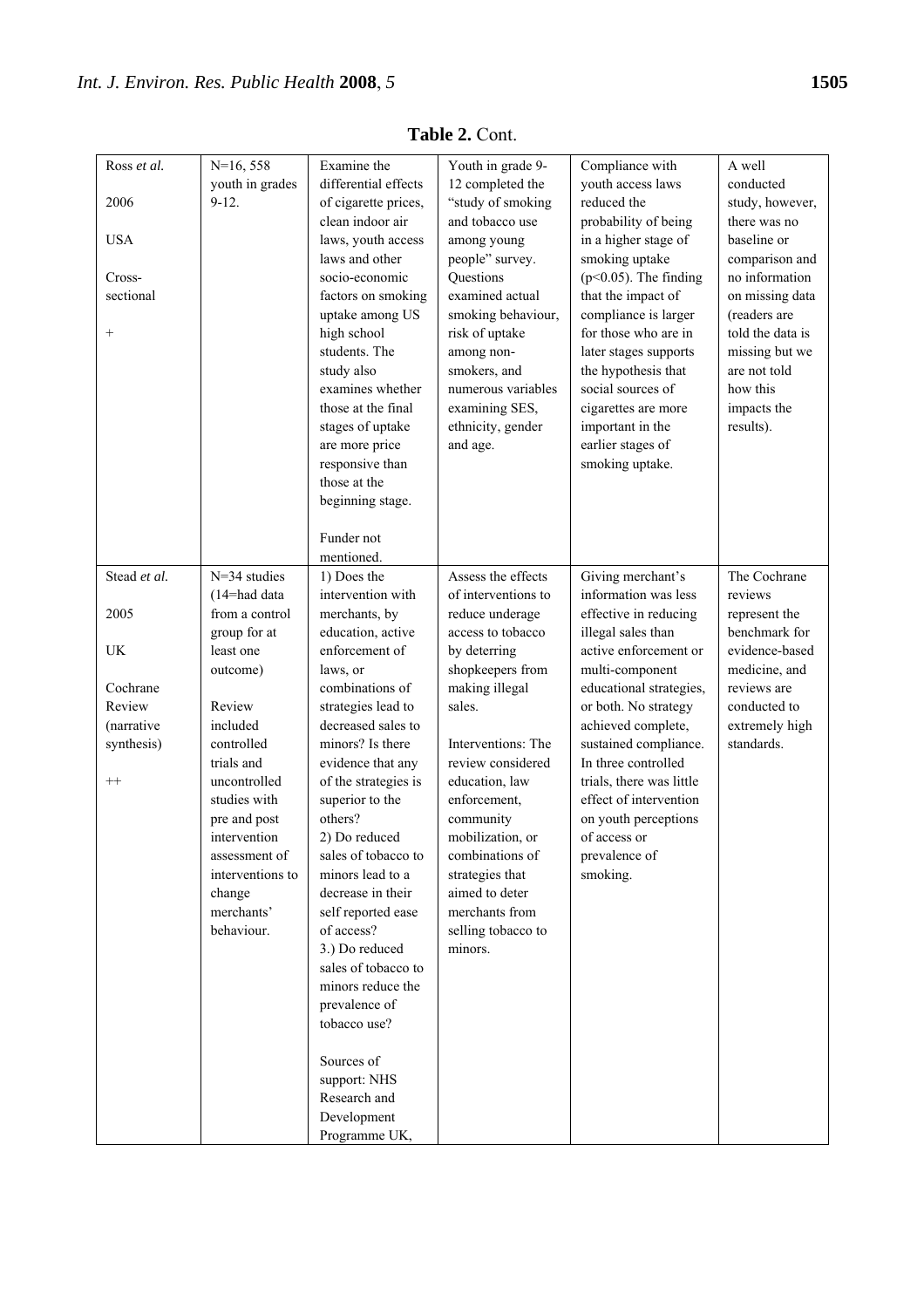**Table 2.** Cont.

| | | | | | |
|---|---|---|---|---|---|
| Ross *et al.*<br><br>2006<br><br>USA<br><br>Cross-sectional<br><br>+ | N=16, 558 youth in grades 9-12. | Examine the differential effects of cigarette prices, clean indoor air laws, youth access laws and other socio-economic factors on smoking uptake among US high school students. The study also examines whether those at the final stages of uptake are more price responsive than those at the beginning stage.<br><br>Funder not mentioned. | Youth in grade 9-12 completed the "study of smoking and tobacco use among young people" survey. Questions examined actual smoking behaviour, risk of uptake among non-smokers, and numerous variables examining SES, ethnicity, gender and age. | Compliance with youth access laws reduced the probability of being in a higher stage of smoking uptake ($p<0.05$). The finding that the impact of compliance is larger for those who are in later stages supports the hypothesis that social sources of cigarettes are more important in the earlier stages of smoking uptake. | A well conducted study, however, there was no baseline or comparison and no information on missing data (readers are told the data is missing but we are not told how this impacts the results). |
| Stead *et al.*<br><br>2005<br><br>UK<br><br>Cochrane Review (narrative synthesis)<br><br>++ | N=34 studies (14=had data from a control group for at least one outcome)<br><br>Review included controlled trials and uncontrolled studies with pre and post intervention assessment of interventions to change merchants' behaviour. | 1) Does the intervention with merchants, by education, active enforcement of laws, or combinations of strategies lead to decreased sales to minors? Is there evidence that any of the strategies is superior to the others?<br>2) Do reduced sales of tobacco to minors lead to a decrease in their self reported ease of access?<br>3.) Do reduced sales of tobacco to minors reduce the prevalence of tobacco use?<br><br>Sources of support: NHS Research and Development Programme UK, | Assess the effects of interventions to reduce underage access to tobacco by deterring shopkeepers from making illegal sales.<br><br>Interventions: The review considered education, law enforcement, community mobilization, or combinations of strategies that aimed to deter merchants from selling tobacco to minors. | Giving merchant's information was less effective in reducing illegal sales than active enforcement or multi-component educational strategies, or both. No strategy achieved complete, sustained compliance. In three controlled trials, there was little effect of intervention on youth perceptions of access or prevalence of smoking. | The Cochrane reviews represent the benchmark for evidence-based medicine, and reviews are conducted to extremely high standards. |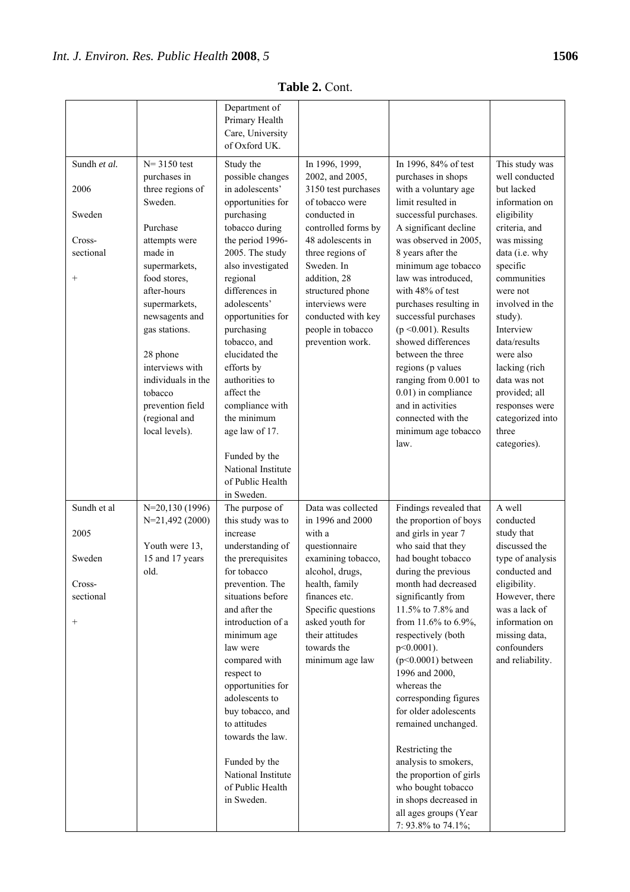**Table 2.** Cont.

| | | | | | |
|---|---|---|---|---|---|
| | | Department of Primary Health Care, University of Oxford UK. | | | |
| Sundh *et al.* 2006 Sweden Cross-sectional + | N= 3150 test purchases in three regions of Sweden. Purchase attempts were made in supermarkets, food stores, after-hours supermarkets, newsagents and gas stations. 28 phone interviews with individuals in the tobacco prevention field (regional and local levels). | Study the possible changes in adolescents' opportunities for purchasing tobacco during the period 1996-2005. The study also investigated regional differences in adolescents' opportunities for purchasing tobacco, and elucidated the efforts by authorities to affect the compliance with the minimum age law of 17. Funded by the National Institute of Public Health in Sweden. | In 1996, 1999, 2002, and 2005, 3150 test purchases of tobacco were conducted in controlled forms by 48 adolescents in three regions of Sweden. In addition, 28 structured phone interviews were conducted with key people in tobacco prevention work. | In 1996, 84% of test purchases in shops with a voluntary age limit resulted in successful purchases. A significant decline was observed in 2005, 8 years after the minimum age tobacco law was introduced, with 48% of test purchases resulting in successful purchases ($p < 0.001$). Results showed differences between the three regions (p values ranging from 0.001 to 0.01) in compliance and in activities connected with the minimum age tobacco law. | This study was well conducted but lacked information on eligibility criteria, and was missing data (i.e. why specific communities were not involved in the study). Interview data/results were also lacking (rich data was not provided; all responses were categorized into three categories). |
| Sundh et al 2005 Sweden Cross-sectional + | N=20,130 (1996) N=21,492 (2000) Youth were 13, 15 and 17 years old. | The purpose of this study was to increase understanding of the prerequisites for tobacco prevention. The situations before and after the introduction of a minimum age law were compared with respect to opportunities for adolescents to buy tobacco, and to attitudes towards the law. Funded by the National Institute of Public Health in Sweden. | Data was collected in 1996 and 2000 with a questionnaire examining tobacco, alcohol, drugs, health, family finances etc. Specific questions asked youth for their attitudes towards the minimum age law | Findings revealed that the proportion of boys and girls in year 7 who said that they had bought tobacco during the previous month had decreased significantly from 11.5% to 7.8% and from 11.6% to 6.9%, respectively (both $p<0.0001$). ($p<0.0001$) between 1996 and 2000, whereas the corresponding figures for older adolescents remained unchanged. Restricting the analysis to smokers, the proportion of girls who bought tobacco in shops decreased in all ages groups (Year 7: 93.8% to 74.1%; | A well conducted study that discussed the type of analysis conducted and eligibility. However, there was a lack of information on missing data, confounders and reliability. |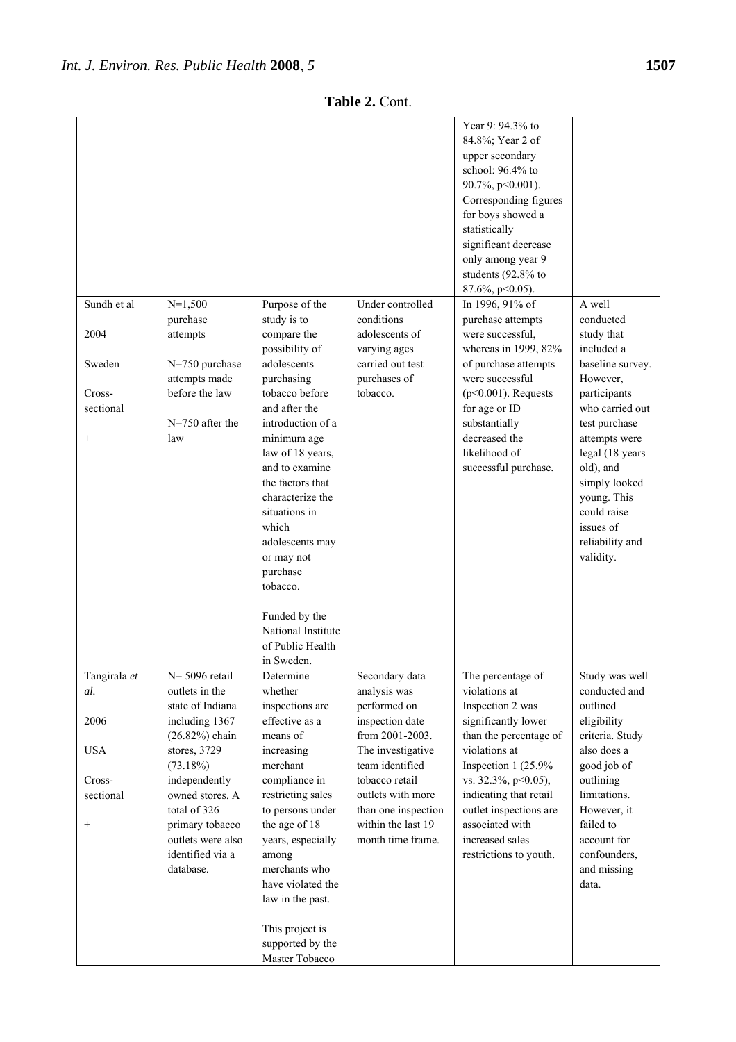**Table 2.** Cont.

| | | | | | |
|---|---|---|---|---|---|
| | | | | Year 9: 94.3% to 84.8%; Year 2 of upper secondary school: 96.4% to 90.7%, $p<0.001$). Corresponding figures for boys showed a statistically significant decrease only among year 9 students (92.8% to 87.6%, $p<0.05$). | |
| Sundh et al<br><br>2004<br><br>Sweden<br><br>Cross-sectional<br><br>+ | N=1,500 purchase attempts<br><br>N=750 purchase attempts made before the law<br><br>N=750 after the law | Purpose of the study is to compare the possibility of adolescents purchasing tobacco before and after the introduction of a minimum age law of 18 years, and to examine the factors that characterize the situations in which adolescents may or may not purchase tobacco.<br><br>Funded by the National Institute of Public Health in Sweden. | Under controlled conditions adolescents of varying ages carried out test purchases of tobacco. | In 1996, 91% of purchase attempts were successful, whereas in 1999, 82% of purchase attempts were successful ($p<0.001$). Requests for age or ID substantially decreased the likelihood of successful purchase. | A well conducted study that included a baseline survey. However, participants who carried out test purchase attempts were legal (18 years old), and simply looked young. This could raise issues of reliability and validity. |
| Tangirala *et al.*<br><br>2006<br><br>USA<br><br>Cross-sectional<br><br>+ | N= 5096 retail outlets in the state of Indiana including 1367 (26.82%) chain stores, 3729 (73.18%) independently owned stores. A total of 326 primary tobacco outlets were also identified via a database. | Determine whether inspections are effective as a means of increasing merchant compliance in restricting sales to persons under the age of 18 years, especially among merchants who have violated the law in the past.<br><br>This project is supported by the Master Tobacco | Secondary data analysis was performed on inspection date from 2001-2003. The investigative team identified tobacco retail outlets with more than one inspection within the last 19 month time frame. | The percentage of violations at Inspection 2 was significantly lower than the percentage of violations at Inspection 1 (25.9% vs. 32.3%, $p<0.05$), indicating that retail outlet inspections are associated with increased sales restrictions to youth. | Study was well conducted and outlined eligibility criteria. Study also does a good job of outlining limitations. However, it failed to account for confounders, and missing data. |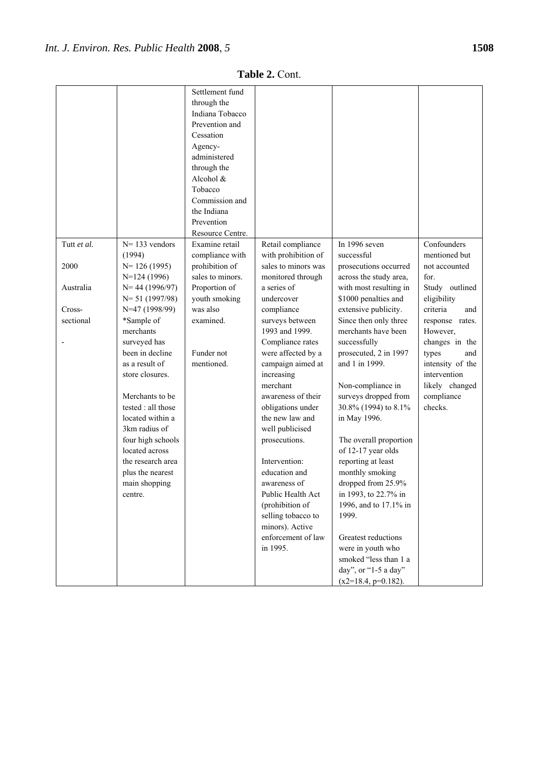**Table 2.** Cont.

| | | | | | |
|---|---|---|---|---|---|
| | | Settlement fund through the Indiana Tobacco Prevention and Cessation Agency- administered through the Alcohol & Tobacco Commission and the Indiana Prevention Resource Centre. | | | |
| Tutt *et al.*<br><br>2000<br><br>Australia<br><br>Cross-sectional<br><br>- | N= 133 vendors (1994)<br>N= 126 (1995)<br>N=124 (1996)<br>N= 44 (1996/97)<br>N= 51 (1997/98)<br>N=47 (1998/99)<br>*Sample of merchants surveyed has been in decline as a result of store closures.<br><br>Merchants to be tested : all those located within a 3km radius of four high schools located across the research area plus the nearest main shopping centre. | Examine retail compliance with prohibition of sales to minors. Proportion of youth smoking was also examined.<br><br>Funder not mentioned. | Retail compliance with prohibition of sales to minors was monitored through a series of undercover compliance surveys between 1993 and 1999. Compliance rates were affected by a campaign aimed at increasing merchant awareness of their obligations under the new law and well publicised prosecutions.<br><br>Intervention: education and awareness of Public Health Act (prohibition of selling tobacco to minors). Active enforcement of law in 1995. | In 1996 seven successful prosecutions occurred across the study area, with most resulting in $1000 penalties and extensive publicity. Since then only three merchants have been successfully prosecuted, 2 in 1997 and 1 in 1999.<br><br>Non-compliance in surveys dropped from 30.8% (1994) to 8.1% in May 1996.<br><br>The overall proportion of 12-17 year olds reporting at least monthly smoking dropped from 25.9% in 1993, to 22.7% in 1996, and to 17.1% in 1999.<br><br>Greatest reductions were in youth who smoked "less than 1 a day", or "1-5 a day" ($x2=18.4$, $p=0.182$). | Confounders mentioned but not accounted for.<br>Study outlined eligibility criteria and response rates. However, changes in the types and intensity of the intervention likely changed compliance checks. |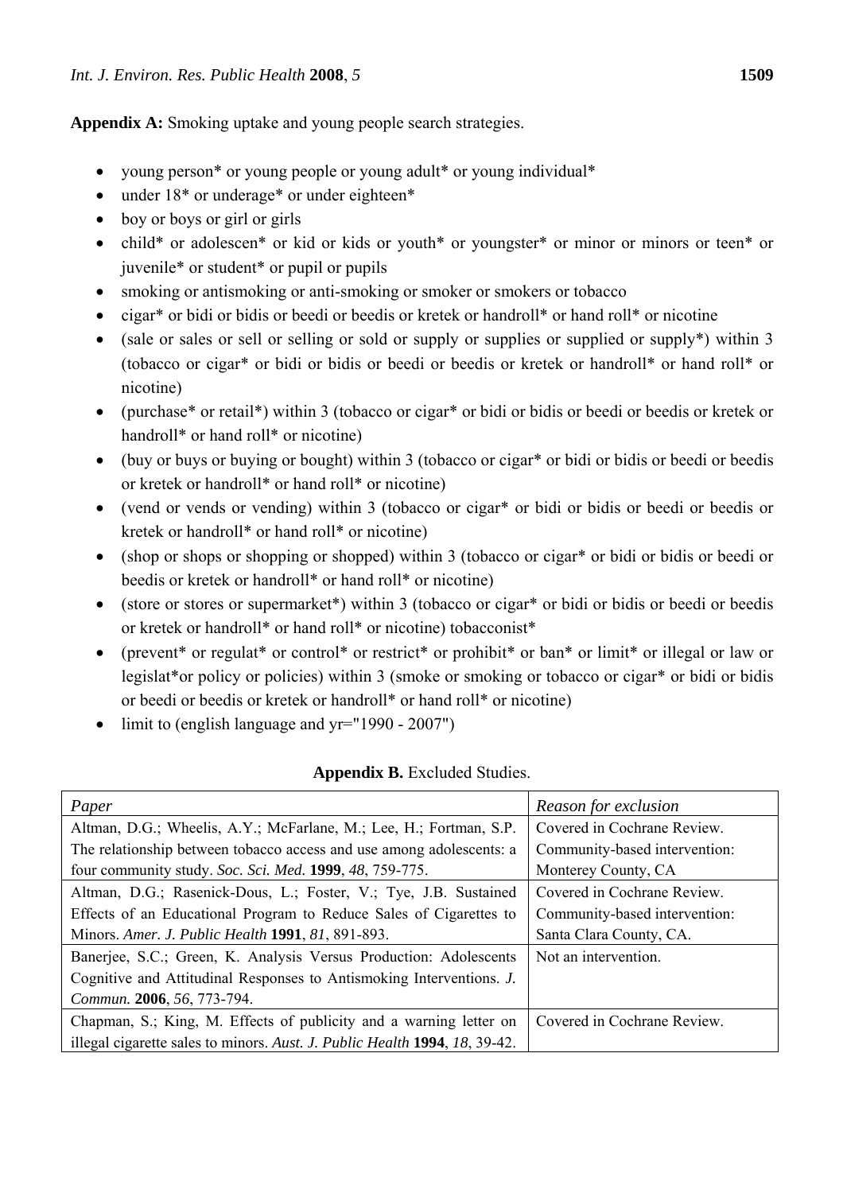**Appendix A:** Smoking uptake and young people search strategies.

- young person* or young people or young adult* or young individual*
- under 18* or underage* or under eighteen*
- boy or boys or girl or girls
- child* or adolescen* or kid or kids or youth* or youngster* or minor or minors or teen* or juvenile* or student* or pupil or pupils
- smoking or antismoking or anti-smoking or smoker or smokers or tobacco
- cigar* or bidi or bidis or beedi or beedis or kretek or handroll* or hand roll* or nicotine
- (sale or sales or sell or selling or sold or supply or supplies or supplied or supply*) within 3 (tobacco or cigar* or bidi or bidis or beedi or beedis or kretek or handroll* or hand roll* or nicotine)
- (purchase* or retail*) within 3 (tobacco or cigar* or bidi or bidis or beedi or beedis or kretek or handroll* or hand roll* or nicotine)
- (buy or buys or buying or bought) within 3 (tobacco or cigar* or bidi or bidis or beedi or beedis or kretek or handroll* or hand roll* or nicotine)
- (vend or vends or vending) within 3 (tobacco or cigar* or bidi or bidis or beedi or beedis or kretek or handroll* or hand roll* or nicotine)
- (shop or shops or shopping or shopped) within 3 (tobacco or cigar* or bidi or bidis or beedi or beedis or kretek or handroll* or hand roll* or nicotine)
- (store or stores or supermarket*) within 3 (tobacco or cigar* or bidi or bidis or beedi or beedis or kretek or handroll* or hand roll* or nicotine) tobacconist*
- (prevent* or regulat* or control* or restrict* or prohibit* or ban* or limit* or illegal or law or legislat*or policy or policies) within 3 (smoke or smoking or tobacco or cigar* or bidi or bidis or beedi or beedis or kretek or handroll* or hand roll* or nicotine)
- limit to (english language and yr="1990 - 2007")

**Appendix B.** Excluded Studies.

| *Paper* | *Reason for exclusion* |
|---|---|
| Altman, D.G.; Wheelis, A.Y.; McFarlane, M.; Lee, H.; Fortman, S.P. The relationship between tobacco access and use among adolescents: a four community study. *Soc. Sci. Med.* **1999**, *48*, 759-775. | Covered in Cochrane Review. Community-based intervention: Monterey County, CA |
| Altman, D.G.; Rasenick-Dous, L.; Foster, V.; Tye, J.B. Sustained Effects of an Educational Program to Reduce Sales of Cigarettes to Minors. *Amer. J. Public Health* **1991**, *81*, 891-893. | Covered in Cochrane Review. Community-based intervention: Santa Clara County, CA. |
| Banerjee, S.C.; Green, K. Analysis Versus Production: Adolescents Cognitive and Attitudinal Responses to Antismoking Interventions. *J. Commun.* **2006**, *56*, 773-794. | Not an intervention. |
| Chapman, S.; King, M. Effects of publicity and a warning letter on illegal cigarette sales to minors. *Aust. J. Public Health* **1994**, *18*, 39-42. | Covered in Cochrane Review. |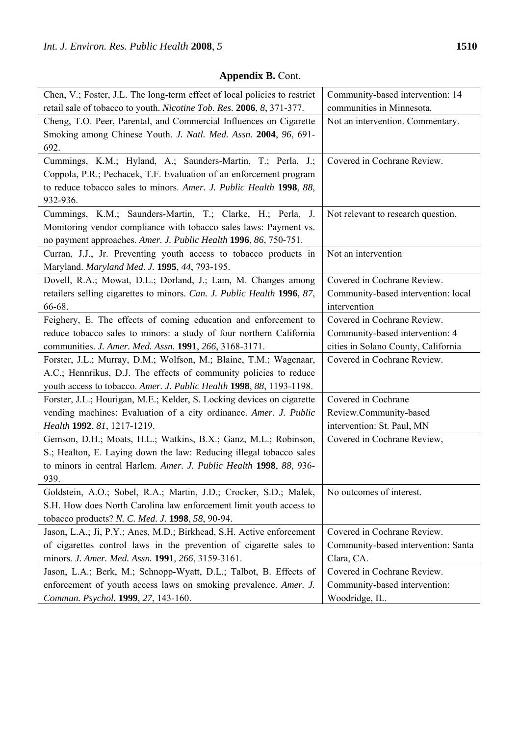**Appendix B.** Cont.

| | |
|---|---|
| Chen, V.; Foster, J.L. The long-term effect of local policies to restrict retail sale of tobacco to youth. *Nicotine Tob. Res.* **2006**, *8*, 371-377. | Community-based intervention: 14 communities in Minnesota. |
| Cheng, T.O. Peer, Parental, and Commercial Influences on Cigarette Smoking among Chinese Youth. *J. Natl. Med. Assn.* **2004**, *96*, 691-692. | Not an intervention. Commentary. |
| Cummings, K.M.; Hyland, A.; Saunders-Martin, T.; Perla, J.; Coppola, P.R.; Pechacek, T.F. Evaluation of an enforcement program to reduce tobacco sales to minors. *Amer. J. Public Health* **1998**, *88*, 932-936. | Covered in Cochrane Review. |
| Cummings, K.M.; Saunders-Martin, T.; Clarke, H.; Perla, J. Monitoring vendor compliance with tobacco sales laws: Payment vs. no payment approaches. *Amer. J. Public Health* **1996**, *86*, 750-751. | Not relevant to research question. |
| Curran, J.J., Jr. Preventing youth access to tobacco products in Maryland. *Maryland Med. J.* **1995**, *44*, 793-195. | Not an intervention |
| Dovell, R.A.; Mowat, D.L.; Dorland, J.; Lam, M. Changes among retailers selling cigarettes to minors. *Can. J. Public Health* **1996**, *87*, 66-68. | Covered in Cochrane Review. Community-based intervention: local intervention |
| Feighery, E. The effects of coming education and enforcement to reduce tobacco sales to minors: a study of four northern California communities. *J. Amer. Med. Assn.* **1991**, *266*, 3168-3171. | Covered in Cochrane Review. Community-based intervention: 4 cities in Solano County, California |
| Forster, J.L.; Murray, D.M.; Wolfson, M.; Blaine, T.M.; Wagenaar, A.C.; Hennrikus, D.J. The effects of community policies to reduce youth access to tobacco. *Amer. J. Public Health* **1998**, *88*, 1193-1198. | Covered in Cochrane Review. |
| Forster, J.L.; Hourigan, M.E.; Kelder, S. Locking devices on cigarette vending machines: Evaluation of a city ordinance. *Amer. J. Public Health* **1992**, *81*, 1217-1219. | Covered in Cochrane Review.Community-based intervention: St. Paul, MN |
| Gemson, D.H.; Moats, H.L.; Watkins, B.X.; Ganz, M.L.; Robinson, S.; Healton, E. Laying down the law: Reducing illegal tobacco sales to minors in central Harlem. *Amer. J. Public Health* **1998**, *88*, 936-939. | Covered in Cochrane Review, |
| Goldstein, A.O.; Sobel, R.A.; Martin, J.D.; Crocker, S.D.; Malek, S.H. How does North Carolina law enforcement limit youth access to tobacco products? *N. C. Med. J.* **1998**, *58*, 90-94. | No outcomes of interest. |
| Jason, L.A.; Ji, P.Y.; Anes, M.D.; Birkhead, S.H. Active enforcement of cigarettes control laws in the prevention of cigarette sales to minors. *J. Amer. Med. Assn.* **1991**, *266*, 3159-3161. | Covered in Cochrane Review. Community-based intervention: Santa Clara, CA. |
| Jason, L.A.; Berk, M.; Schnopp-Wyatt, D.L.; Talbot, B. Effects of enforcement of youth access laws on smoking prevalence. *Amer. J. Commun. Psychol.* **1999**, *27*, 143-160. | Covered in Cochrane Review. Community-based intervention: Woodridge, IL. |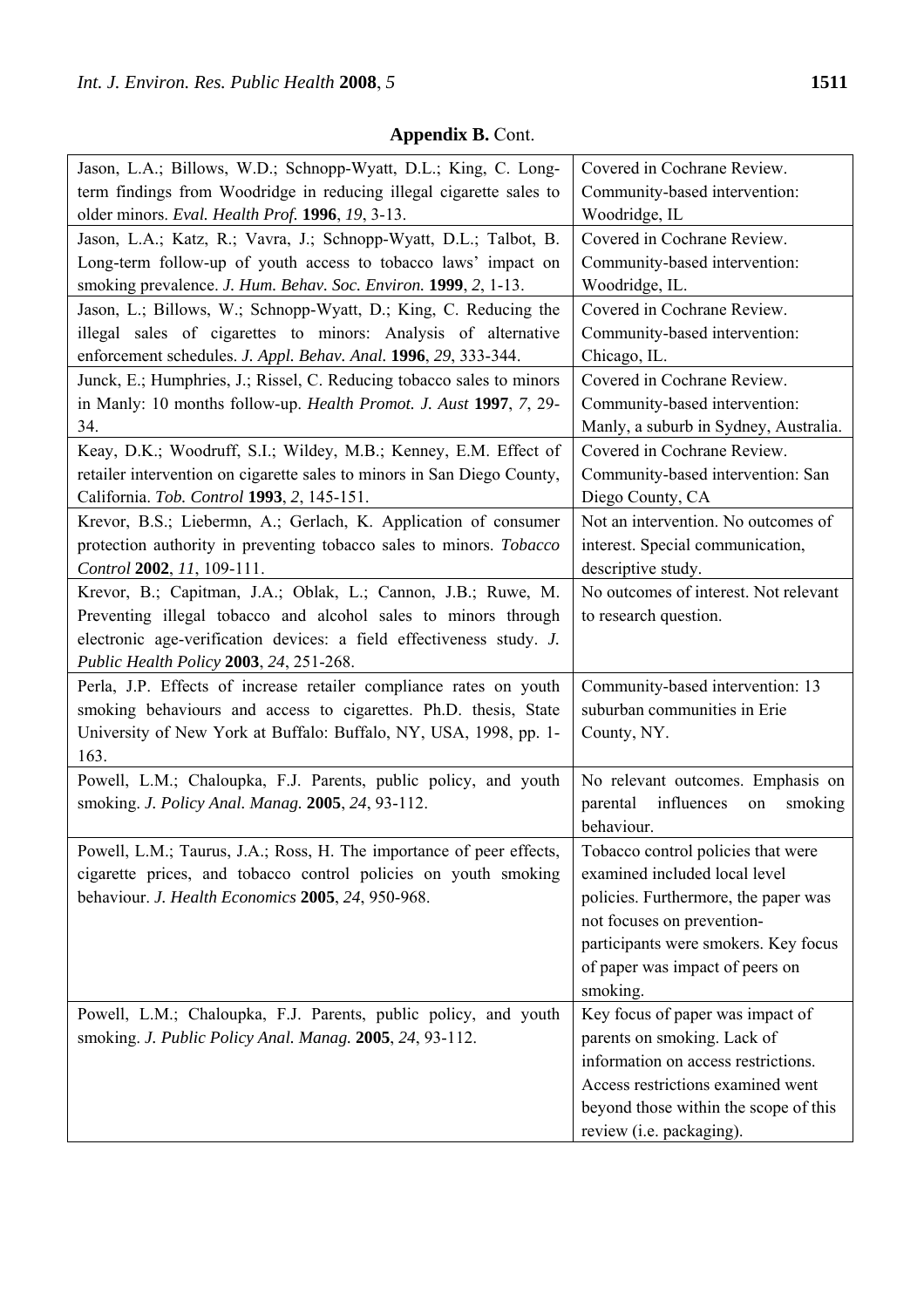**Appendix B.** Cont.

| | |
|---|---|
| Jason, L.A.; Billows, W.D.; Schnopp-Wyatt, D.L.; King, C. Long-term findings from Woodridge in reducing illegal cigarette sales to older minors. *Eval. Health Prof.* **1996**, *19*, 3-13. | Covered in Cochrane Review. Community-based intervention: Woodridge, IL |
| Jason, L.A.; Katz, R.; Vavra, J.; Schnopp-Wyatt, D.L.; Talbot, B. Long-term follow-up of youth access to tobacco laws' impact on smoking prevalence. *J. Hum. Behav. Soc. Environ.* **1999**, *2*, 1-13. | Covered in Cochrane Review. Community-based intervention: Woodridge, IL. |
| Jason, L.; Billows, W.; Schnopp-Wyatt, D.; King, C. Reducing the illegal sales of cigarettes to minors: Analysis of alternative enforcement schedules. *J. Appl. Behav. Anal.* **1996**, *29*, 333-344. | Covered in Cochrane Review. Community-based intervention: Chicago, IL. |
| Junck, E.; Humphries, J.; Rissel, C. Reducing tobacco sales to minors in Manly: 10 months follow-up. *Health Promot. J. Aust* **1997**, *7*, 29-34. | Covered in Cochrane Review. Community-based intervention: Manly, a suburb in Sydney, Australia. |
| Keay, D.K.; Woodruff, S.I.; Wildey, M.B.; Kenney, E.M. Effect of retailer intervention on cigarette sales to minors in San Diego County, California. *Tob. Control* **1993**, *2*, 145-151. | Covered in Cochrane Review. Community-based intervention: San Diego County, CA |
| Krevor, B.S.; Liebermn, A.; Gerlach, K. Application of consumer protection authority in preventing tobacco sales to minors. *Tobacco Control* **2002**, *11*, 109-111. | Not an intervention. No outcomes of interest. Special communication, descriptive study. |
| Krevor, B.; Capitman, J.A.; Oblak, L.; Cannon, J.B.; Ruwe, M. Preventing illegal tobacco and alcohol sales to minors through electronic age-verification devices: a field effectiveness study. *J. Public Health Policy* **2003**, *24*, 251-268. | No outcomes of interest. Not relevant to research question. |
| Perla, J.P. Effects of increase retailer compliance rates on youth smoking behaviours and access to cigarettes. Ph.D. thesis, State University of New York at Buffalo: Buffalo, NY, USA, 1998, pp. 1-163. | Community-based intervention: 13 suburban communities in Erie County, NY. |
| Powell, L.M.; Chaloupka, F.J. Parents, public policy, and youth smoking. *J. Policy Anal. Manag.* **2005**, *24*, 93-112. | No relevant outcomes. Emphasis on parental influences on smoking behaviour. |
| Powell, L.M.; Taurus, J.A.; Ross, H. The importance of peer effects, cigarette prices, and tobacco control policies on youth smoking behaviour. *J. Health Economics* **2005**, *24*, 950-968. | Tobacco control policies that were examined included local level policies. Furthermore, the paper was not focuses on prevention-participants were smokers. Key focus of paper was impact of peers on smoking. |
| Powell, L.M.; Chaloupka, F.J. Parents, public policy, and youth smoking. *J. Public Policy Anal. Manag.* **2005**, *24*, 93-112. | Key focus of paper was impact of parents on smoking. Lack of information on access restrictions. Access restrictions examined went beyond those within the scope of this review (i.e. packaging). |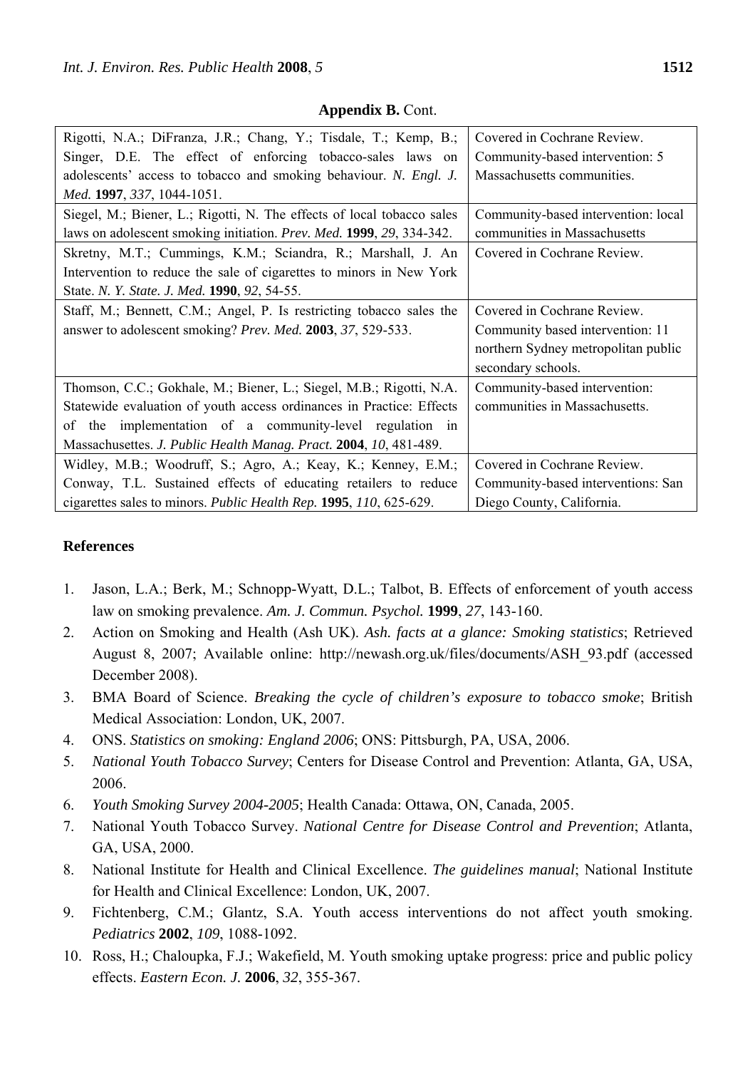**Appendix B.** Cont.

| | |
|---|---|
| Rigotti, N.A.; DiFranza, J.R.; Chang, Y.; Tisdale, T.; Kemp, B.; Singer, D.E. The effect of enforcing tobacco-sales laws on adolescents' access to tobacco and smoking behaviour. *N. Engl. J. Med.* **1997**, *337*, 1044-1051. | Covered in Cochrane Review. Community-based intervention: 5 Massachusetts communities. |
| Siegel, M.; Biener, L.; Rigotti, N. The effects of local tobacco sales laws on adolescent smoking initiation. *Prev. Med.* **1999**, *29*, 334-342. | Community-based intervention: local communities in Massachusetts |
| Skretny, M.T.; Cummings, K.M.; Sciandra, R.; Marshall, J. An Intervention to reduce the sale of cigarettes to minors in New York State. *N. Y. State. J. Med.* **1990**, *92*, 54-55. | Covered in Cochrane Review. |
| Staff, M.; Bennett, C.M.; Angel, P. Is restricting tobacco sales the answer to adolescent smoking? *Prev. Med.* **2003**, *37*, 529-533. | Covered in Cochrane Review. Community based intervention: 11 northern Sydney metropolitan public secondary schools. |
| Thomson, C.C.; Gokhale, M.; Biener, L.; Siegel, M.B.; Rigotti, N.A. Statewide evaluation of youth access ordinances in Practice: Effects of the implementation of a community-level regulation in Massachusettes. *J. Public Health Manag. Pract.* **2004**, *10*, 481-489. | Community-based intervention: communities in Massachusetts. |
| Widley, M.B.; Woodruff, S.; Agro, A.; Keay, K.; Kenney, E.M.; Conway, T.L. Sustained effects of educating retailers to reduce cigarettes sales to minors. *Public Health Rep.* **1995**, *110*, 625-629. | Covered in Cochrane Review. Community-based interventions: San Diego County, California. |

## References

1. Jason, L.A.; Berk, M.; Schnopp-Wyatt, D.L.; Talbot, B. Effects of enforcement of youth access law on smoking prevalence. *Am. J. Commun. Psychol.* **1999**, *27*, 143-160.
2. Action on Smoking and Health (Ash UK). *Ash. facts at a glance: Smoking statistics*; Retrieved August 8, 2007; Available online: http://newash.org.uk/files/documents/ASH_93.pdf (accessed December 2008).
3. BMA Board of Science. *Breaking the cycle of children's exposure to tobacco smoke*; British Medical Association: London, UK, 2007.
4. ONS. *Statistics on smoking: England 2006*; ONS: Pittsburgh, PA, USA, 2006.
5. *National Youth Tobacco Survey*; Centers for Disease Control and Prevention: Atlanta, GA, USA, 2006.
6. *Youth Smoking Survey 2004-2005*; Health Canada: Ottawa, ON, Canada, 2005.
7. National Youth Tobacco Survey. *National Centre for Disease Control and Prevention*; Atlanta, GA, USA, 2000.
8. National Institute for Health and Clinical Excellence. *The guidelines manual*; National Institute for Health and Clinical Excellence: London, UK, 2007.
9. Fichtenberg, C.M.; Glantz, S.A. Youth access interventions do not affect youth smoking. *Pediatrics* **2002**, *109*, 1088-1092.
10. Ross, H.; Chaloupka, F.J.; Wakefield, M. Youth smoking uptake progress: price and public policy effects. *Eastern Econ. J.* **2006**, *32*, 355-367.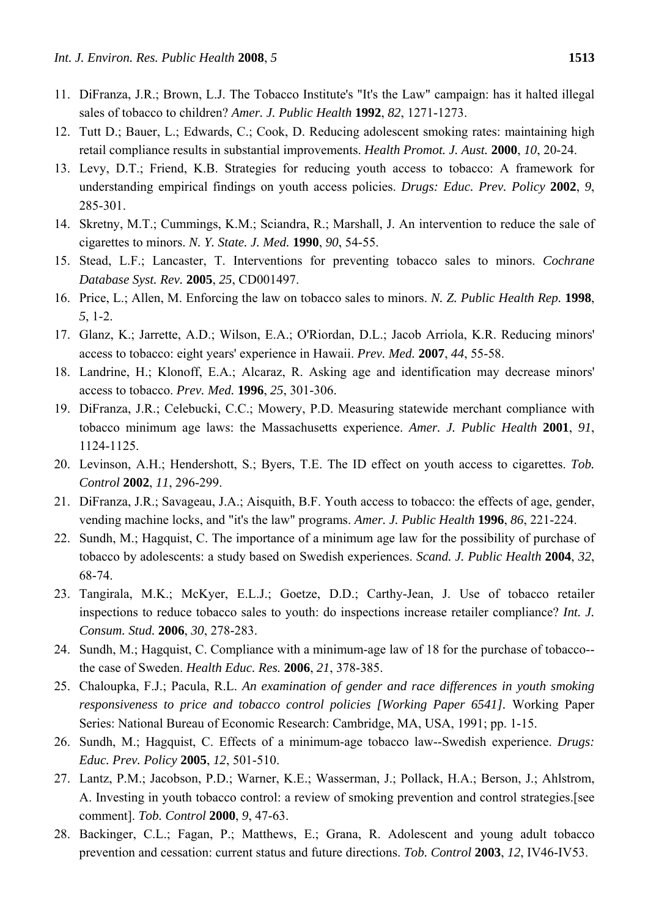11. DiFranza, J.R.; Brown, L.J. The Tobacco Institute's "It's the Law" campaign: has it halted illegal sales of tobacco to children? *Amer. J. Public Health* **1992**, *82*, 1271-1273.
12. Tutt D.; Bauer, L.; Edwards, C.; Cook, D. Reducing adolescent smoking rates: maintaining high retail compliance results in substantial improvements. *Health Promot. J. Aust.* **2000**, *10*, 20-24.
13. Levy, D.T.; Friend, K.B. Strategies for reducing youth access to tobacco: A framework for understanding empirical findings on youth access policies. *Drugs: Educ. Prev. Policy* **2002**, *9*, 285-301.
14. Skretny, M.T.; Cummings, K.M.; Sciandra, R.; Marshall, J. An intervention to reduce the sale of cigarettes to minors. *N. Y. State. J. Med.* **1990**, *90*, 54-55.
15. Stead, L.F.; Lancaster, T. Interventions for preventing tobacco sales to minors. *Cochrane Database Syst. Rev.* **2005**, *25*, CD001497.
16. Price, L.; Allen, M. Enforcing the law on tobacco sales to minors. *N. Z. Public Health Rep.* **1998**, *5*, 1-2.
17. Glanz, K.; Jarrette, A.D.; Wilson, E.A.; O'Riordan, D.L.; Jacob Arriola, K.R. Reducing minors' access to tobacco: eight years' experience in Hawaii. *Prev. Med.* **2007**, *44*, 55-58.
18. Landrine, H.; Klonoff, E.A.; Alcaraz, R. Asking age and identification may decrease minors' access to tobacco. *Prev. Med.* **1996**, *25*, 301-306.
19. DiFranza, J.R.; Celebucki, C.C.; Mowery, P.D. Measuring statewide merchant compliance with tobacco minimum age laws: the Massachusetts experience. *Amer. J. Public Health* **2001**, *91*, 1124-1125.
20. Levinson, A.H.; Hendershott, S.; Byers, T.E. The ID effect on youth access to cigarettes. *Tob. Control* **2002**, *11*, 296-299.
21. DiFranza, J.R.; Savageau, J.A.; Aisquith, B.F. Youth access to tobacco: the effects of age, gender, vending machine locks, and "it's the law" programs. *Amer. J. Public Health* **1996**, *86*, 221-224.
22. Sundh, M.; Hagquist, C. The importance of a minimum age law for the possibility of purchase of tobacco by adolescents: a study based on Swedish experiences. *Scand. J. Public Health* **2004**, *32*, 68-74.
23. Tangirala, M.K.; McKyer, E.L.J.; Goetze, D.D.; Carthy-Jean, J. Use of tobacco retailer inspections to reduce tobacco sales to youth: do inspections increase retailer compliance? *Int. J. Consum. Stud.* **2006**, *30*, 278-283.
24. Sundh, M.; Hagquist, C. Compliance with a minimum-age law of 18 for the purchase of tobacco--the case of Sweden. *Health Educ. Res.* **2006**, *21*, 378-385.
25. Chaloupka, F.J.; Pacula, R.L. *An examination of gender and race differences in youth smoking responsiveness to price and tobacco control policies [Working Paper 6541]*. Working Paper Series: National Bureau of Economic Research: Cambridge, MA, USA, 1991; pp. 1-15.
26. Sundh, M.; Hagquist, C. Effects of a minimum-age tobacco law--Swedish experience. *Drugs: Educ. Prev. Policy* **2005**, *12*, 501-510.
27. Lantz, P.M.; Jacobson, P.D.; Warner, K.E.; Wasserman, J.; Pollack, H.A.; Berson, J.; Ahlstrom, A. Investing in youth tobacco control: a review of smoking prevention and control strategies.[see comment]. *Tob. Control* **2000**, *9*, 47-63.
28. Backinger, C.L.; Fagan, P.; Matthews, E.; Grana, R. Adolescent and young adult tobacco prevention and cessation: current status and future directions. *Tob. Control* **2003**, *12*, IV46-IV53.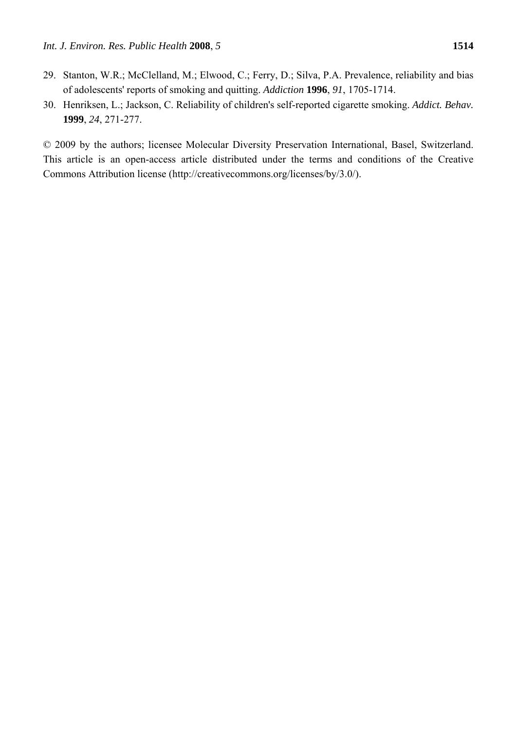29. Stanton, W.R.; McClelland, M.; Elwood, C.; Ferry, D.; Silva, P.A. Prevalence, reliability and bias of adolescents' reports of smoking and quitting. *Addiction* **1996**, *91*, 1705-1714.
30. Henriksen, L.; Jackson, C. Reliability of children's self-reported cigarette smoking. *Addict. Behav.* **1999**, *24*, 271-277.

© 2009 by the authors; licensee Molecular Diversity Preservation International, Basel, Switzerland. This article is an open-access article distributed under the terms and conditions of the Creative Commons Attribution license (http://creativecommons.org/licenses/by/3.0/).